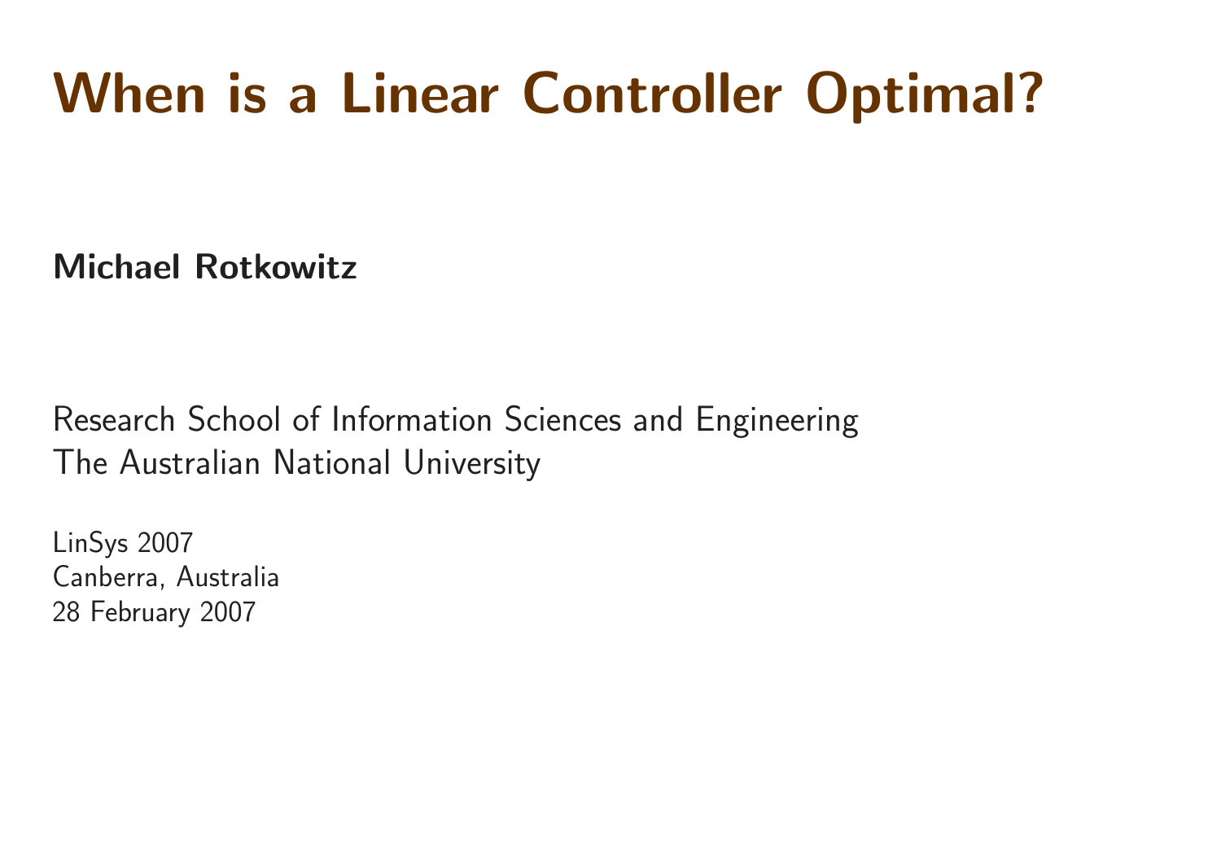# When is a Linear Controller Optimal?

**Michael Rotkowitz**

Research School of Information Sciences and Engineering
The Australian National University

LinSys 2007
Canberra, Australia
28 February 2007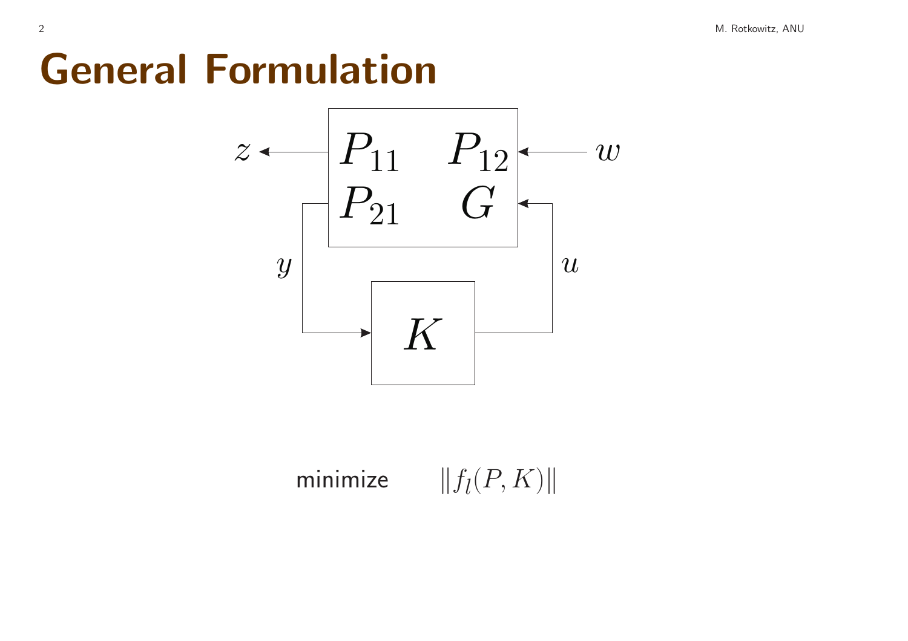# General Formulation

$$\text{minimize} \qquad \|f_l(P,K)\|$$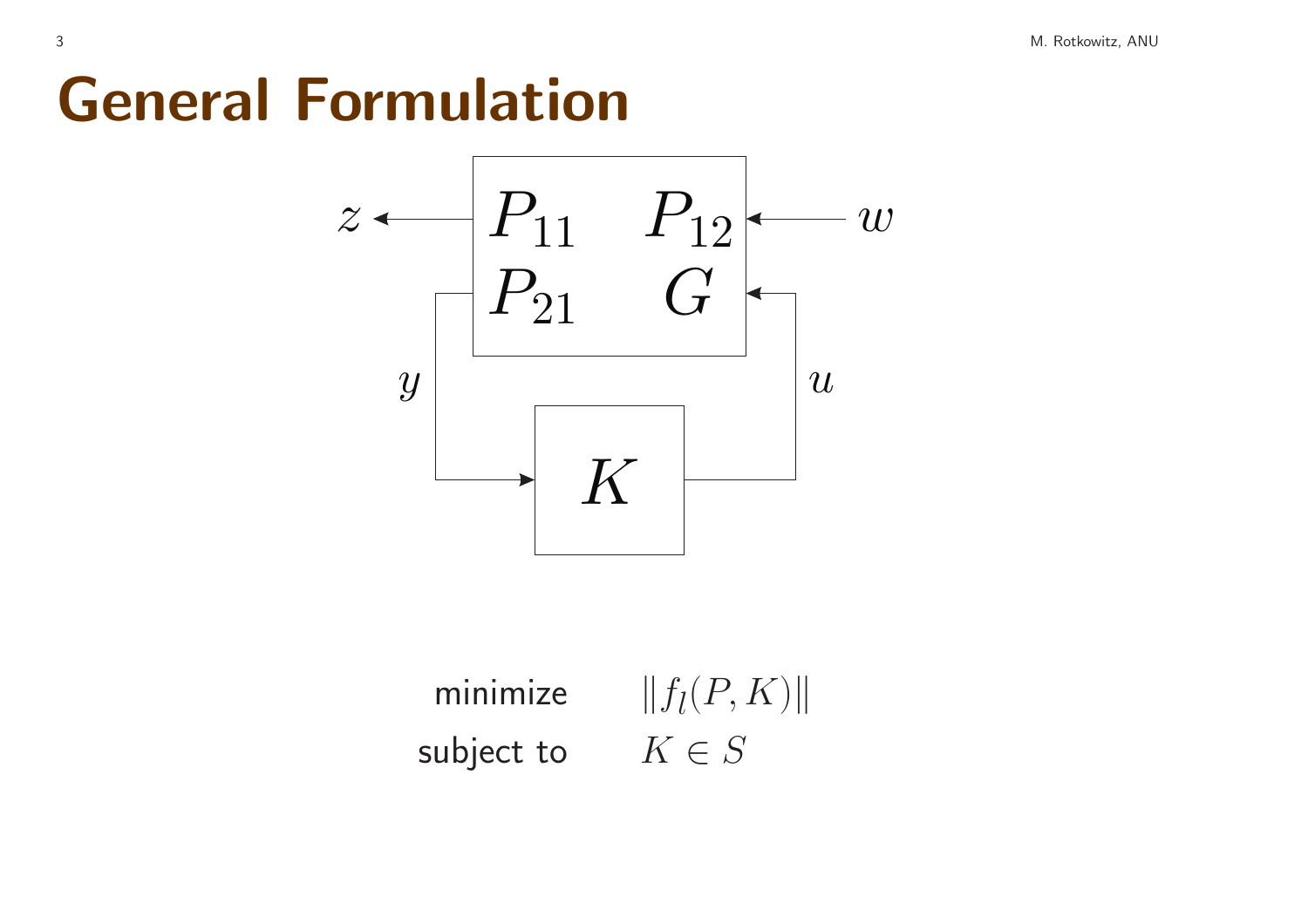# General Formulation

$$
\begin{aligned}
\text{minimize} \quad & \|f_l(P, K)\| \\
\text{subject to} \quad & K \in S
\end{aligned}
$$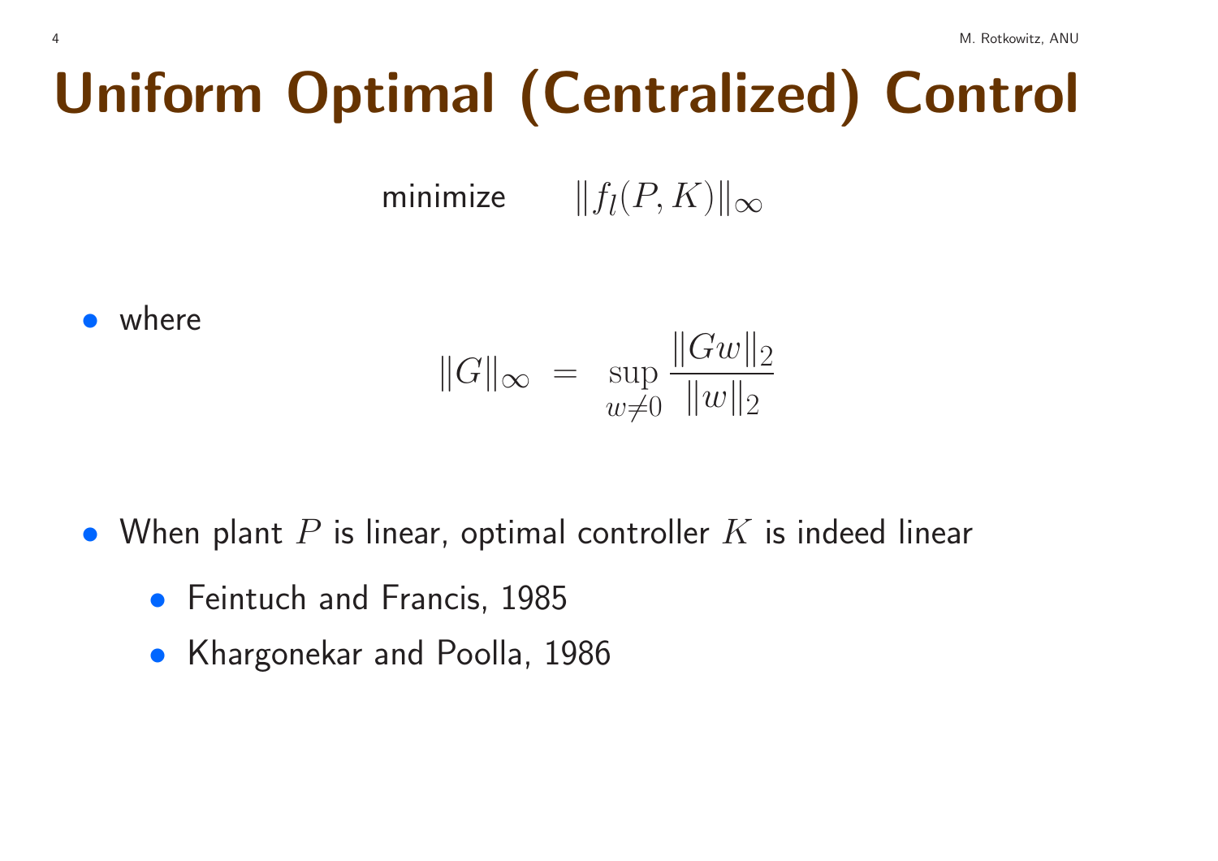# Uniform Optimal (Centralized) Control

$$\text{minimize} \qquad \|f_l(P, K)\|_\infty$$

- where

$$\|G\|_\infty \; = \; \sup_{w \neq 0} \frac{\|Gw\|_2}{\|w\|_2}$$

- When plant $P$ is linear, optimal controller $K$ is indeed linear
  - Feintuch and Francis, 1985
  - Khargonekar and Poolla, 1986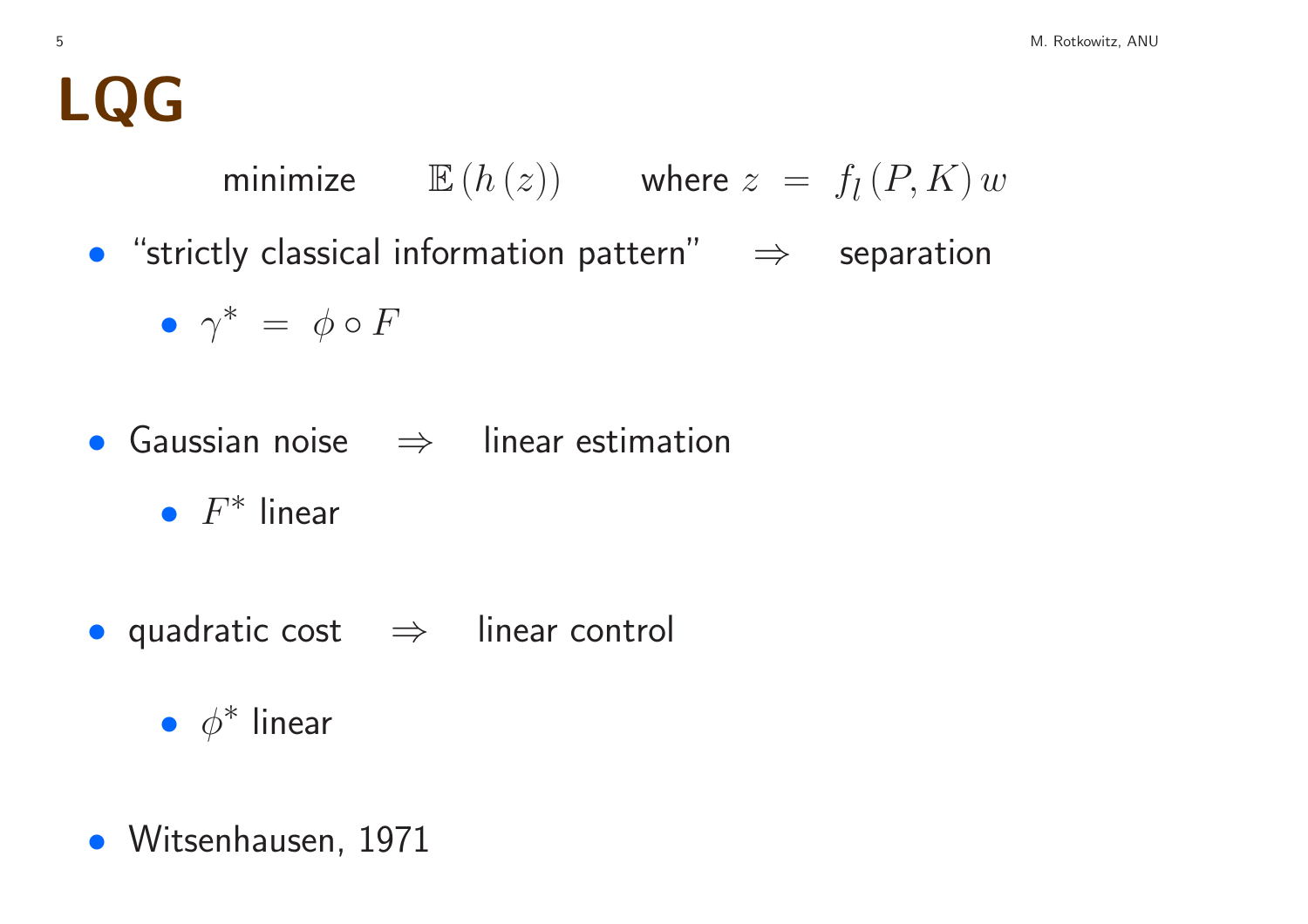# LQG

minimize $\quad \mathbb{E}\left(h\left(z\right)\right) \quad$ where $z = f_l\left(P, K\right) w$

- "strictly classical information pattern" $\Rightarrow$ separation
  - $\gamma^* = \phi \circ F$
- Gaussian noise $\Rightarrow$ linear estimation
  - $F^*$ linear
- quadratic cost $\Rightarrow$ linear control
  - $\phi^*$ linear
- Witsenhausen, 1971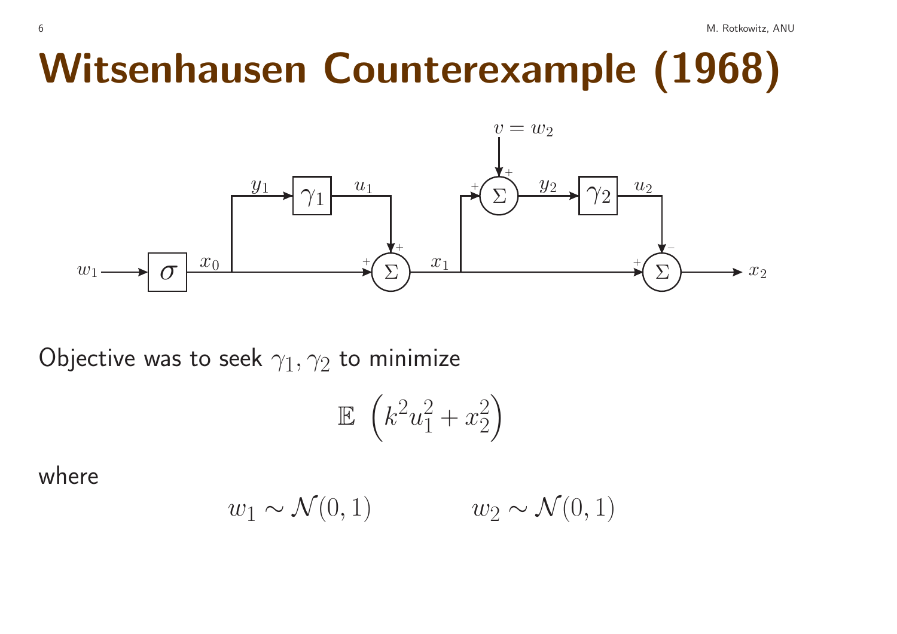# Witsenhausen Counterexample (1968)

Objective was to seek $\gamma_1, \gamma_2$ to minimize

$$\mathbb{E}\ \left(k^2 u_1^2 + x_2^2\right)$$

where

$$w_1 \sim \mathcal{N}(0,1) \qquad\qquad w_2 \sim \mathcal{N}(0,1)$$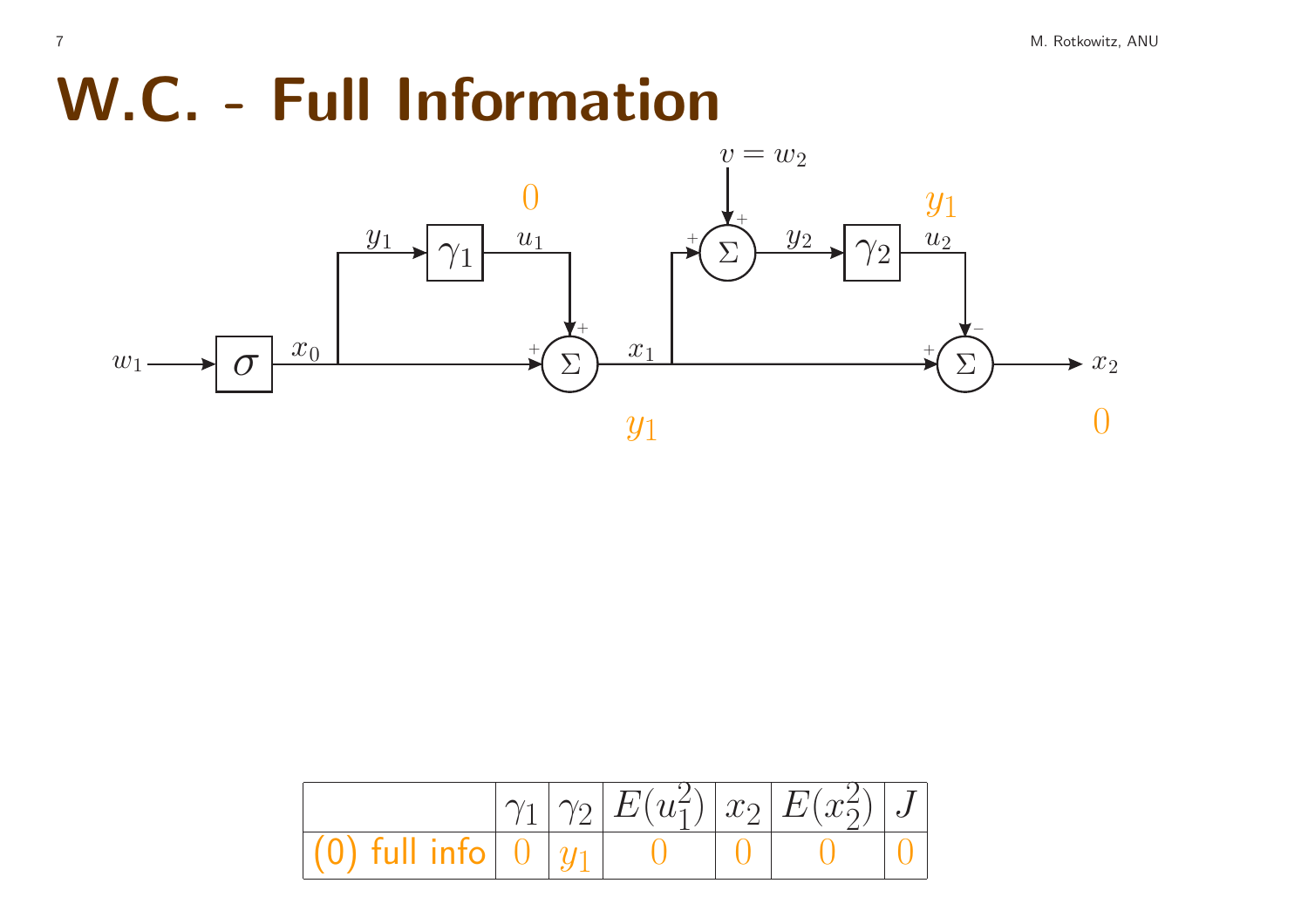# W.C. - Full Information

| | $\gamma_1$ | $\gamma_2$ | $E(u_1^2)$ | $x_2$ | $E(x_2^2)$ | $J$ |
|---|---|---|---|---|---|---|
| (0) full info | 0 | $y_1$ | 0 | 0 | 0 | 0 |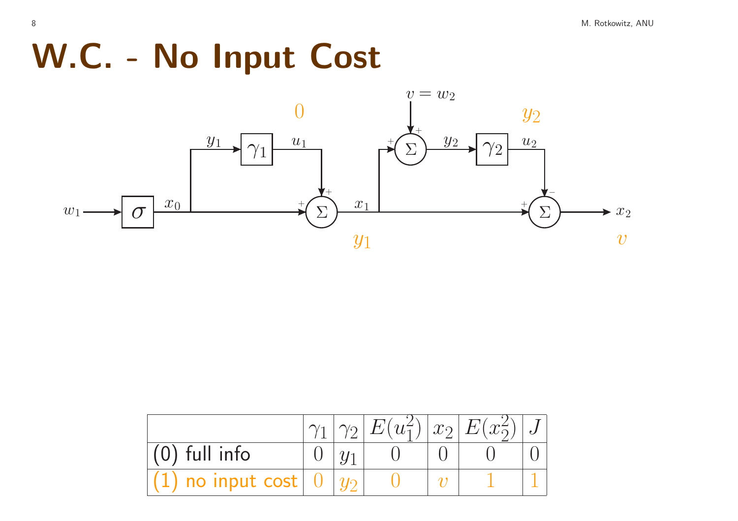# W.C. - No Input Cost

| | $\gamma_1$ | $\gamma_2$ | $E(u_1^2)$ | $x_2$ | $E(x_2^2)$ | $J$ |
|---|---|---|---|---|---|---|
| (0) full info | $0$ | $y_1$ | $0$ | $0$ | $0$ | $0$ |
| (1) no input cost | $0$ | $y_2$ | $0$ | $v$ | $1$ | $1$ |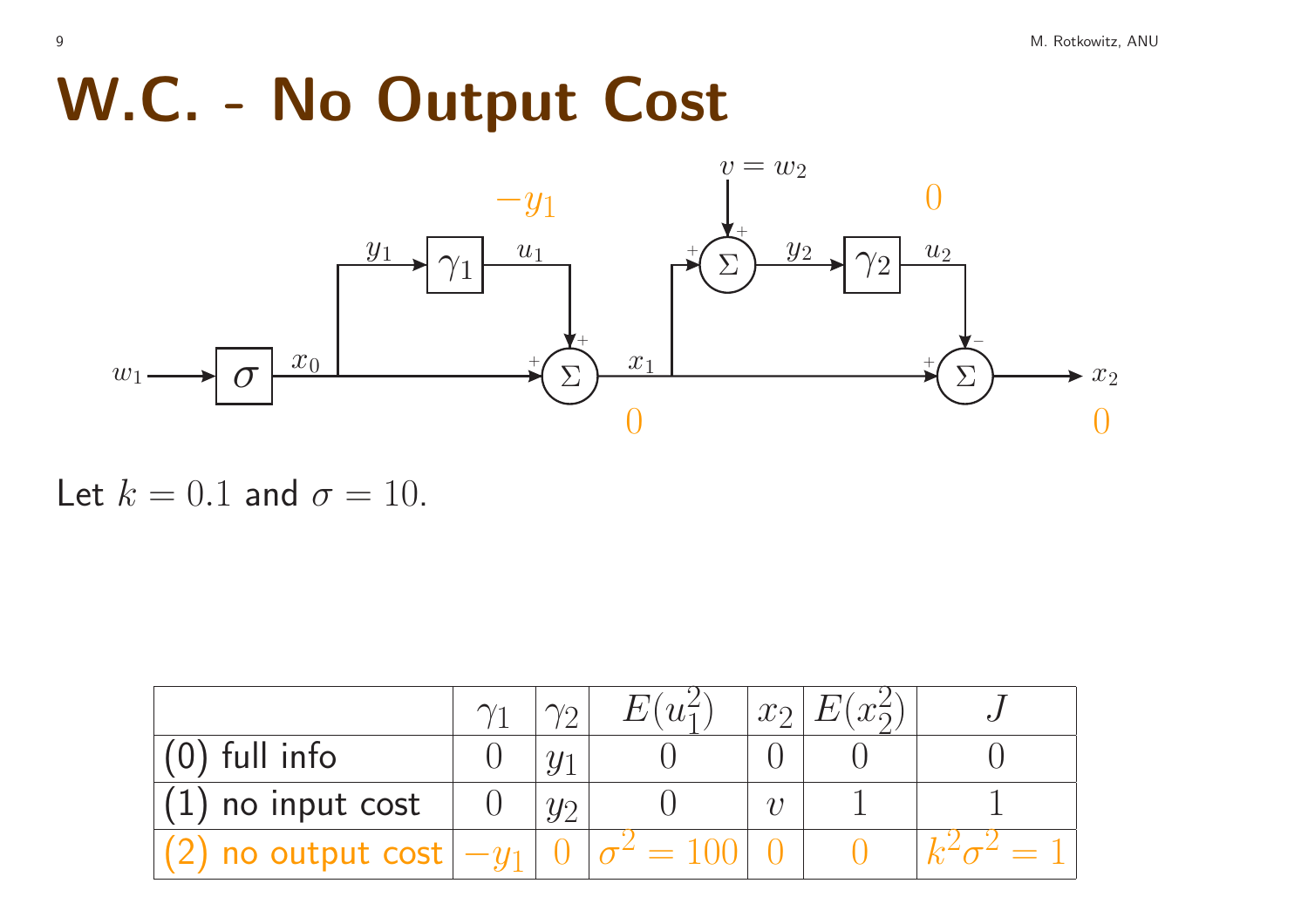# W.C. - No Output Cost

Let $k = 0.1$ and $\sigma = 10$.

|  | $\gamma_1$ | $\gamma_2$ | $E(u_1^2)$ | $x_2$ | $E(x_2^2)$ | $J$ |
|---|---|---|---|---|---|---|
| (0) full info | $0$ | $y_1$ | $0$ | $0$ | $0$ | $0$ |
| (1) no input cost | $0$ | $y_2$ | $0$ | $v$ | $1$ | $1$ |
| (2) no output cost | $-y_1$ | $0$ | $\sigma^2 = 100$ | $0$ | $0$ | $k^2\sigma^2 = 1$ |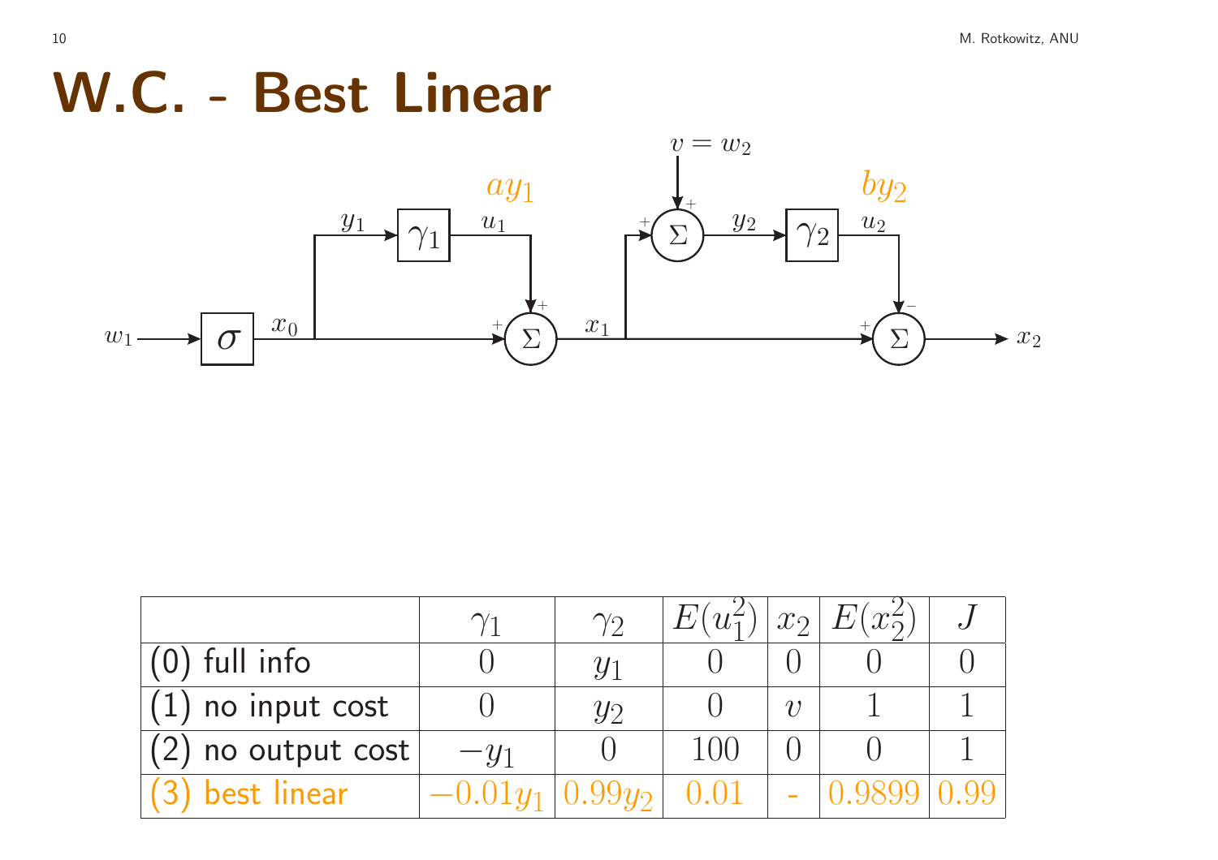# W.C. - Best Linear

|  | $\gamma_1$ | $\gamma_2$ | $E(u_1^2)$ | $x_2$ | $E(x_2^2)$ | $J$ |
|---|---|---|---|---|---|---|
| (0) full info | $0$ | $y_1$ | $0$ | $0$ | $0$ | $0$ |
| (1) no input cost | $0$ | $y_2$ | $0$ | $v$ | $1$ | $1$ |
| (2) no output cost | $-y_1$ | $0$ | $100$ | $0$ | $0$ | $1$ |
| (3) best linear | $-0.01y_1$ | $0.99y_2$ | $0.01$ | - | $0.9899$ | $0.99$ |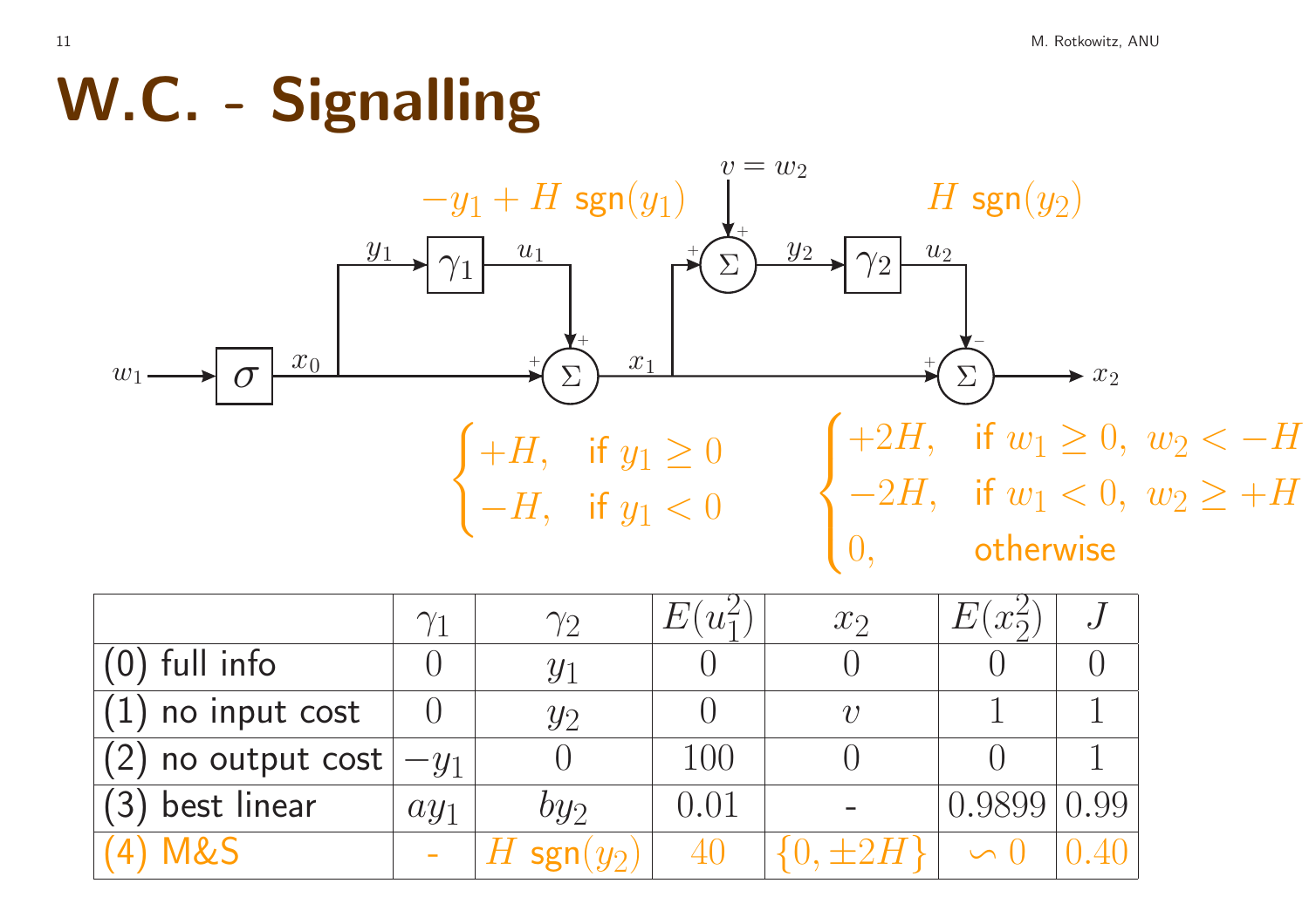# W.C. - Signalling

$-y_1 + H\ \text{sgn}(y_1)$

$v = w_2$

$H\ \text{sgn}(y_2)$

$w_1 \to \sigma \to x_0$; $y_1 \to \gamma_1 \to u_1$; $x_1 = x_0 + u_1$; $y_2 = x_1 + v$; $y_2 \to \gamma_2 \to u_2$; $x_2 = x_1 - u_2$

$$\begin{cases} +H, & \text{if } y_1 \geq 0 \\ -H, & \text{if } y_1 < 0 \end{cases}$$

$$\begin{cases} +2H, & \text{if } w_1 \geq 0,\ w_2 < -H \\ -2H, & \text{if } w_1 < 0,\ w_2 \geq +H \\ 0, & \text{otherwise} \end{cases}$$

| | $\gamma_1$ | $\gamma_2$ | $E(u_1^2)$ | $x_2$ | $E(x_2^2)$ | $J$ |
|---|---|---|---|---|---|---|
| (0) full info | $0$ | $y_1$ | $0$ | $0$ | $0$ | $0$ |
| (1) no input cost | $0$ | $y_2$ | $0$ | $v$ | $1$ | $1$ |
| (2) no output cost | $-y_1$ | $0$ | $100$ | $0$ | $0$ | $1$ |
| (3) best linear | $ay_1$ | $by_2$ | $0.01$ | - | $0.9899$ | $0.99$ |
| (4) M&S | - | $H\ \text{sgn}(y_2)$ | $40$ | $\{0, \pm 2H\}$ | $\backsim 0$ | $0.40$ |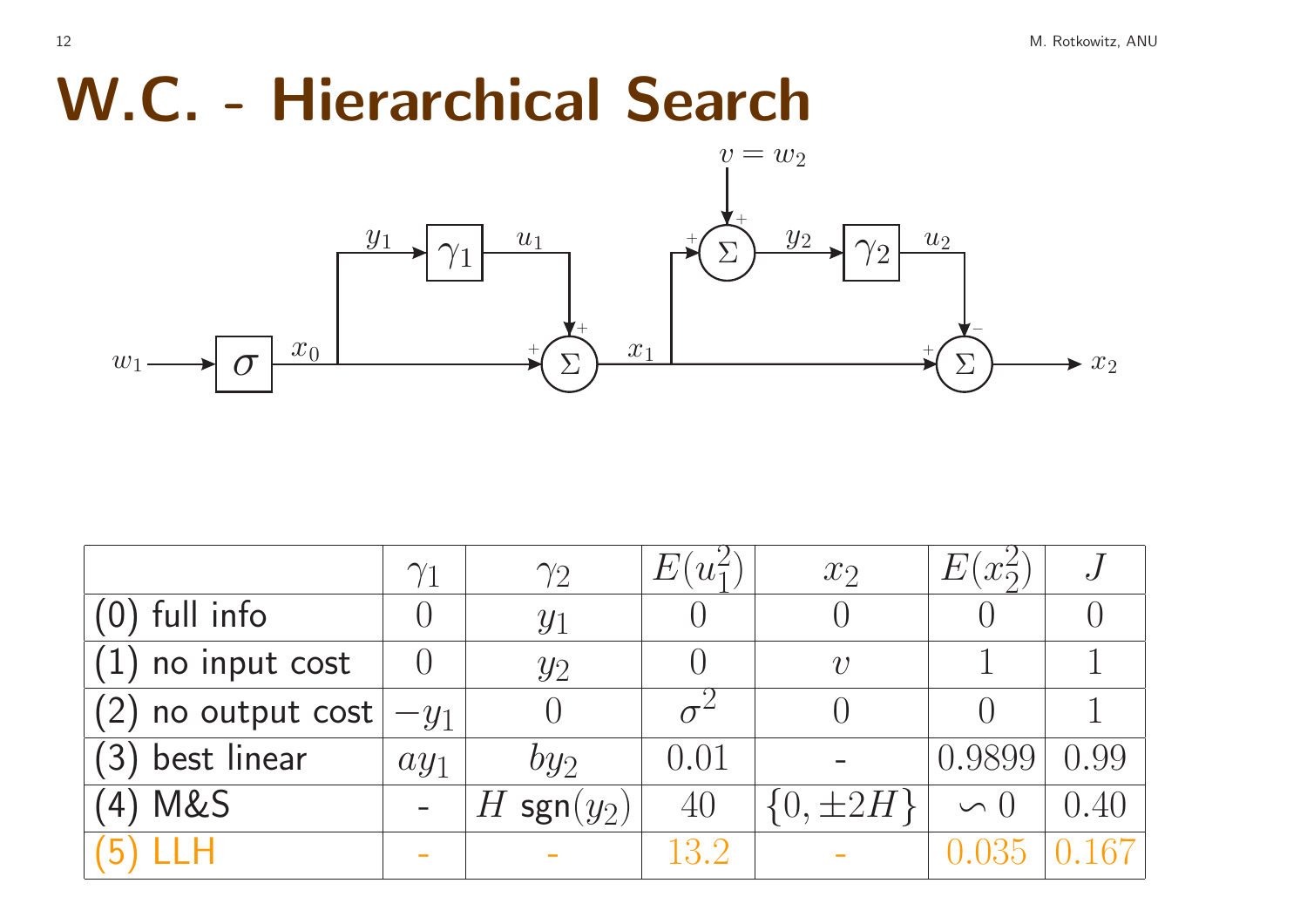# W.C. - Hierarchical Search

|  | $\gamma_1$ | $\gamma_2$ | $E(u_1^2)$ | $x_2$ | $E(x_2^2)$ | $J$ |
|---|---|---|---|---|---|---|
| (0) full info | $0$ | $y_1$ | $0$ | $0$ | $0$ | $0$ |
| (1) no input cost | $0$ | $y_2$ | $0$ | $v$ | $1$ | $1$ |
| (2) no output cost | $-y_1$ | $0$ | $\sigma^2$ | $0$ | $0$ | $1$ |
| (3) best linear | $ay_1$ | $by_2$ | $0.01$ | - | $0.9899$ | $0.99$ |
| (4) M&S | - | $H$ sgn$(y_2)$ | $40$ | $\{0, \pm 2H\}$ | $\backsim 0$ | $0.40$ |
| (5) LLH | - | - | $13.2$ | - | $0.035$ | $0.167$ |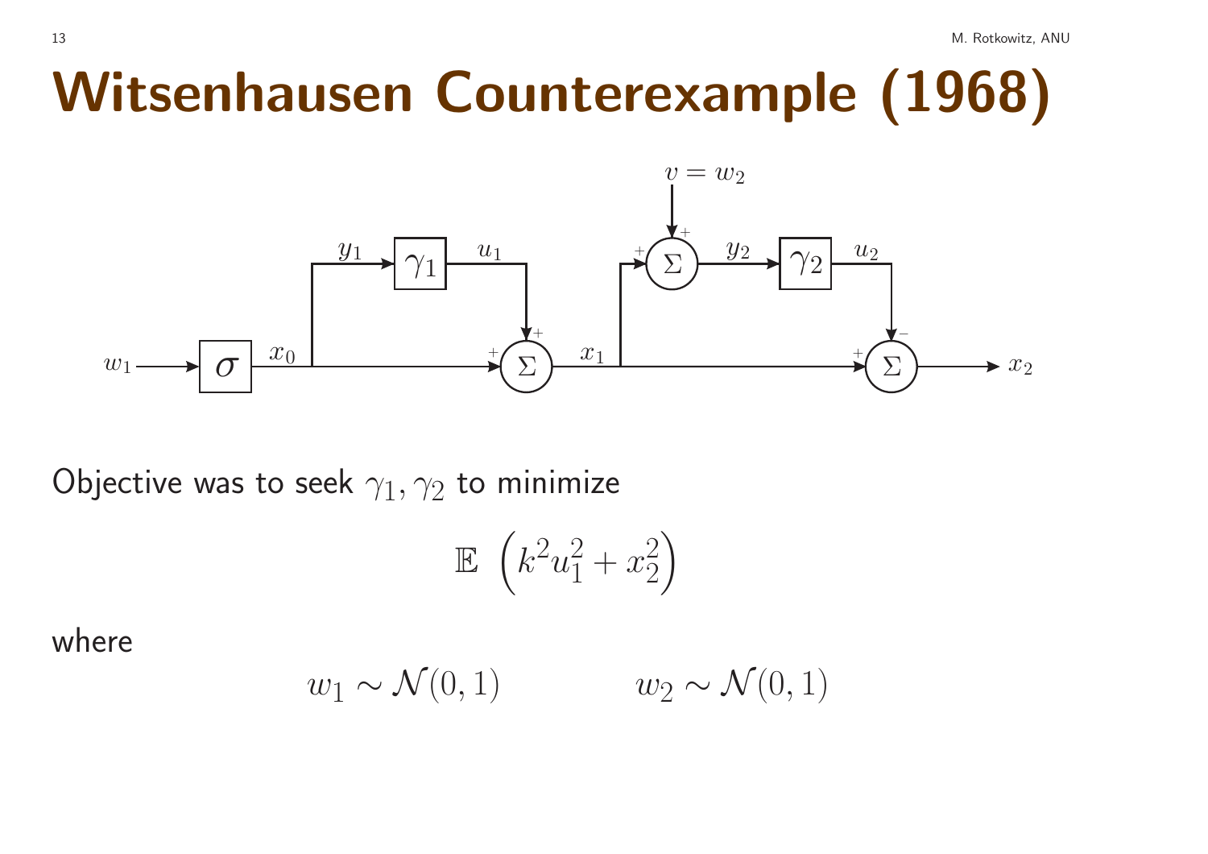# Witsenhausen Counterexample (1968)

Objective was to seek $\gamma_1, \gamma_2$ to minimize

$$\mathbb{E}\ \left(k^2 u_1^2 + x_2^2\right)$$

where

$$w_1 \sim \mathcal{N}(0,1) \qquad\qquad w_2 \sim \mathcal{N}(0,1)$$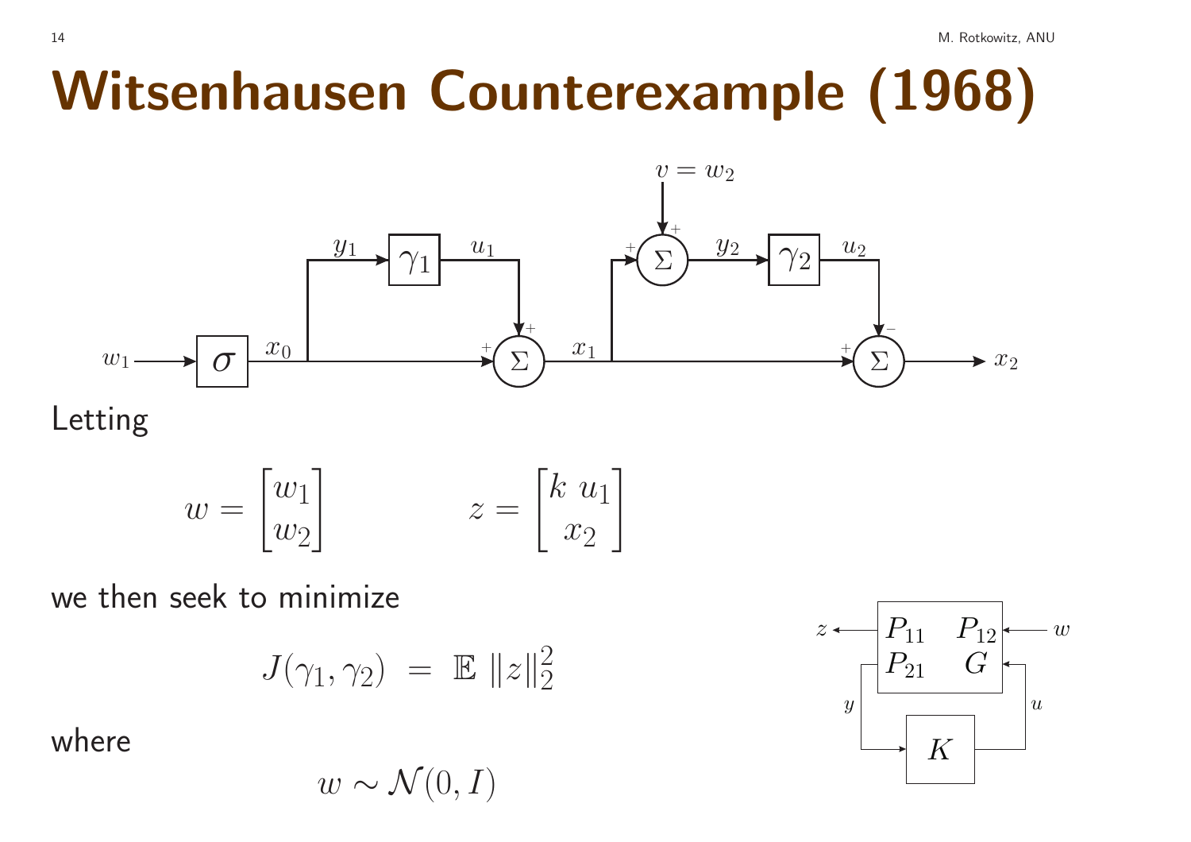# Witsenhausen Counterexample (1968)

Letting

$$w = \begin{bmatrix} w_1 \\ w_2 \end{bmatrix} \qquad\qquad z = \begin{bmatrix} k\ u_1 \\ x_2 \end{bmatrix}$$

we then seek to minimize

$$J(\gamma_1, \gamma_2) \;=\; \mathbb{E}\ \|z\|_2^2$$

where

$$w \sim \mathcal{N}(0, I)$$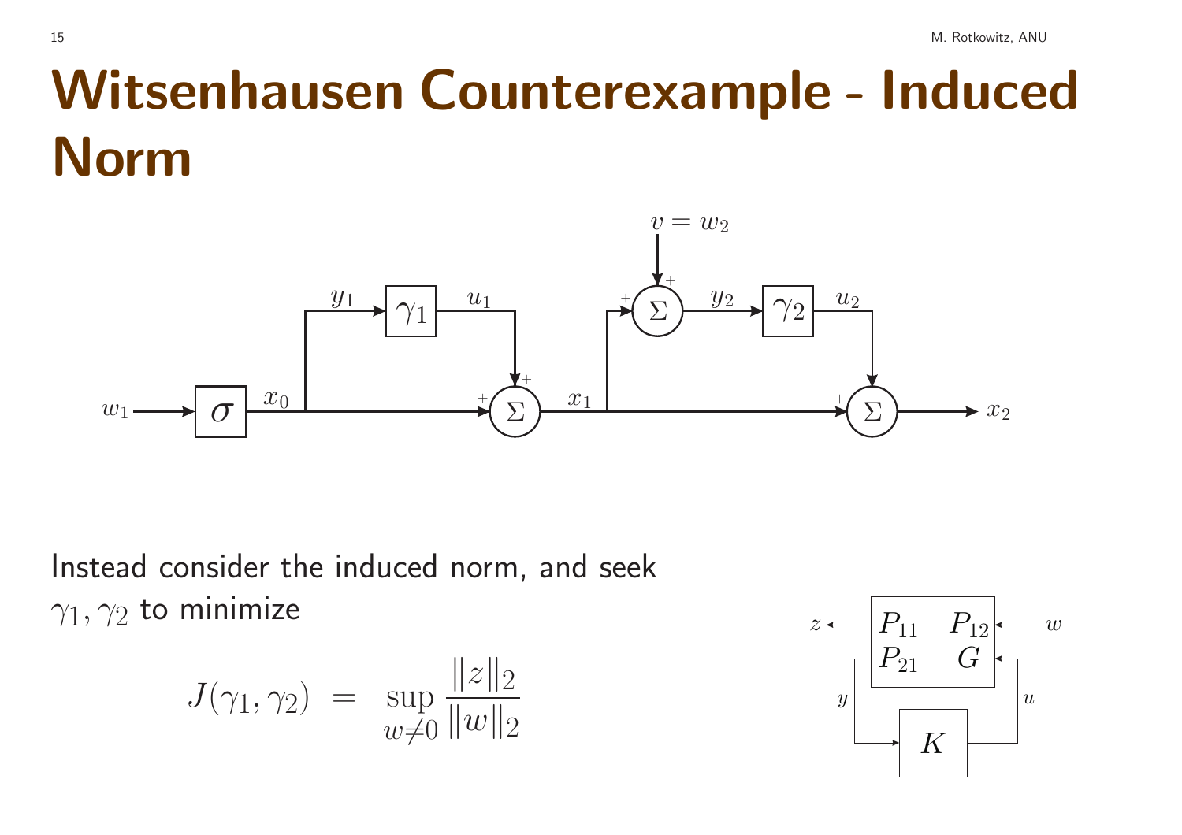# Witsenhausen Counterexample - Induced Norm

Instead consider the induced norm, and seek $\gamma_1, \gamma_2$ to minimize

$$J(\gamma_1, \gamma_2) \;=\; \sup_{w \neq 0} \frac{\|z\|_2}{\|w\|_2}$$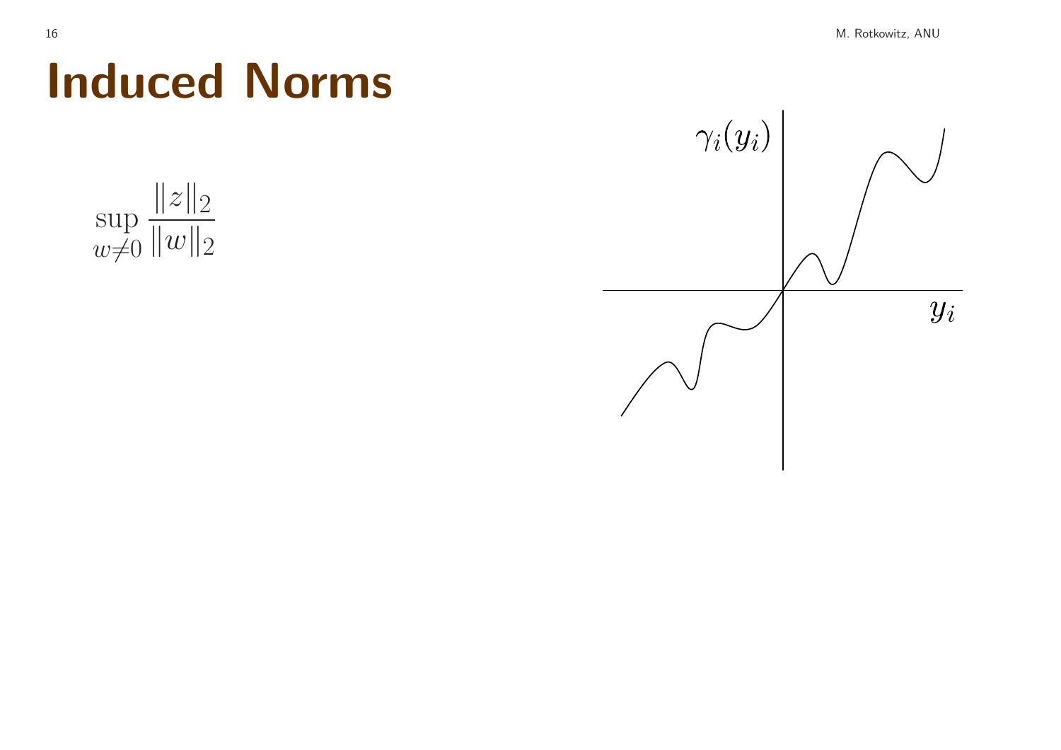# Induced Norms

$$\sup_{w \neq 0} \frac{\|z\|_2}{\|w\|_2}$$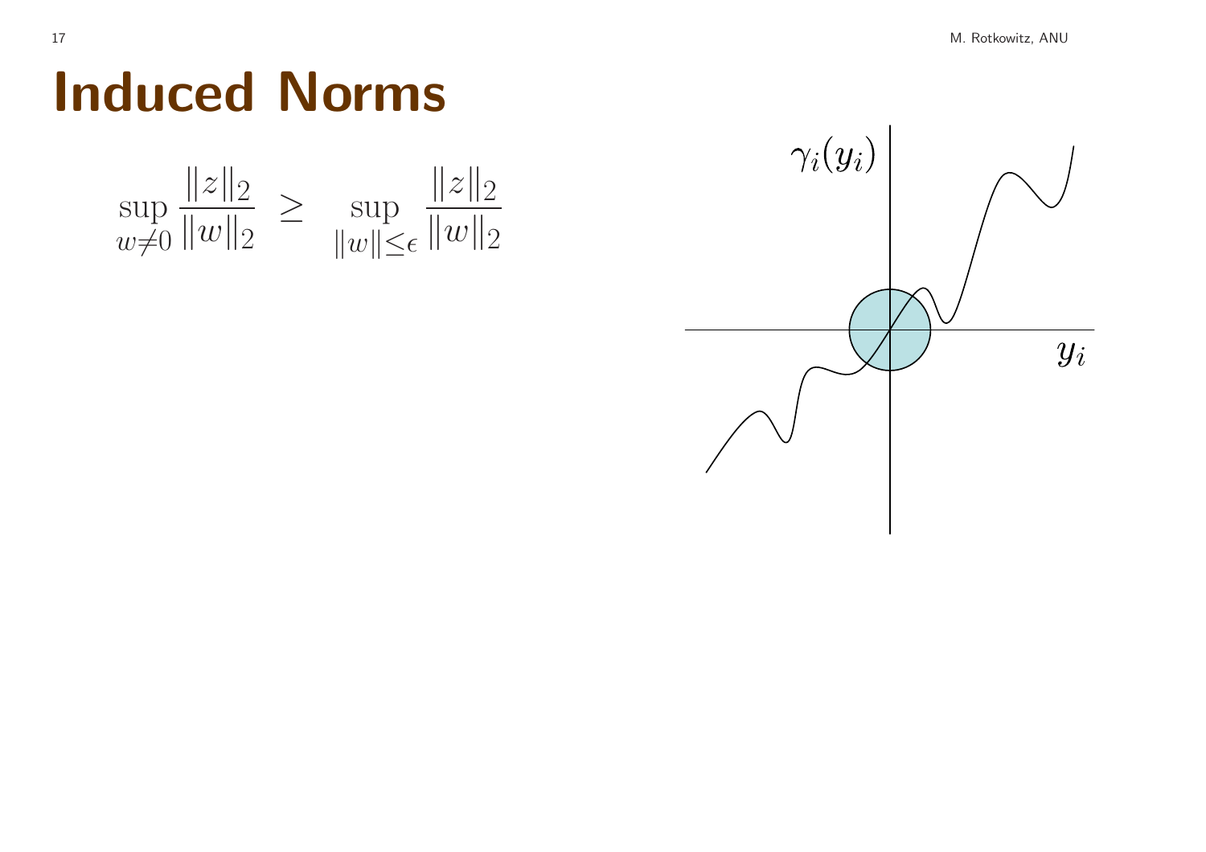# Induced Norms

$$\sup_{w \neq 0} \frac{\|z\|_2}{\|w\|_2} \;\geq\; \sup_{\|w\| \leq \epsilon} \frac{\|z\|_2}{\|w\|_2}$$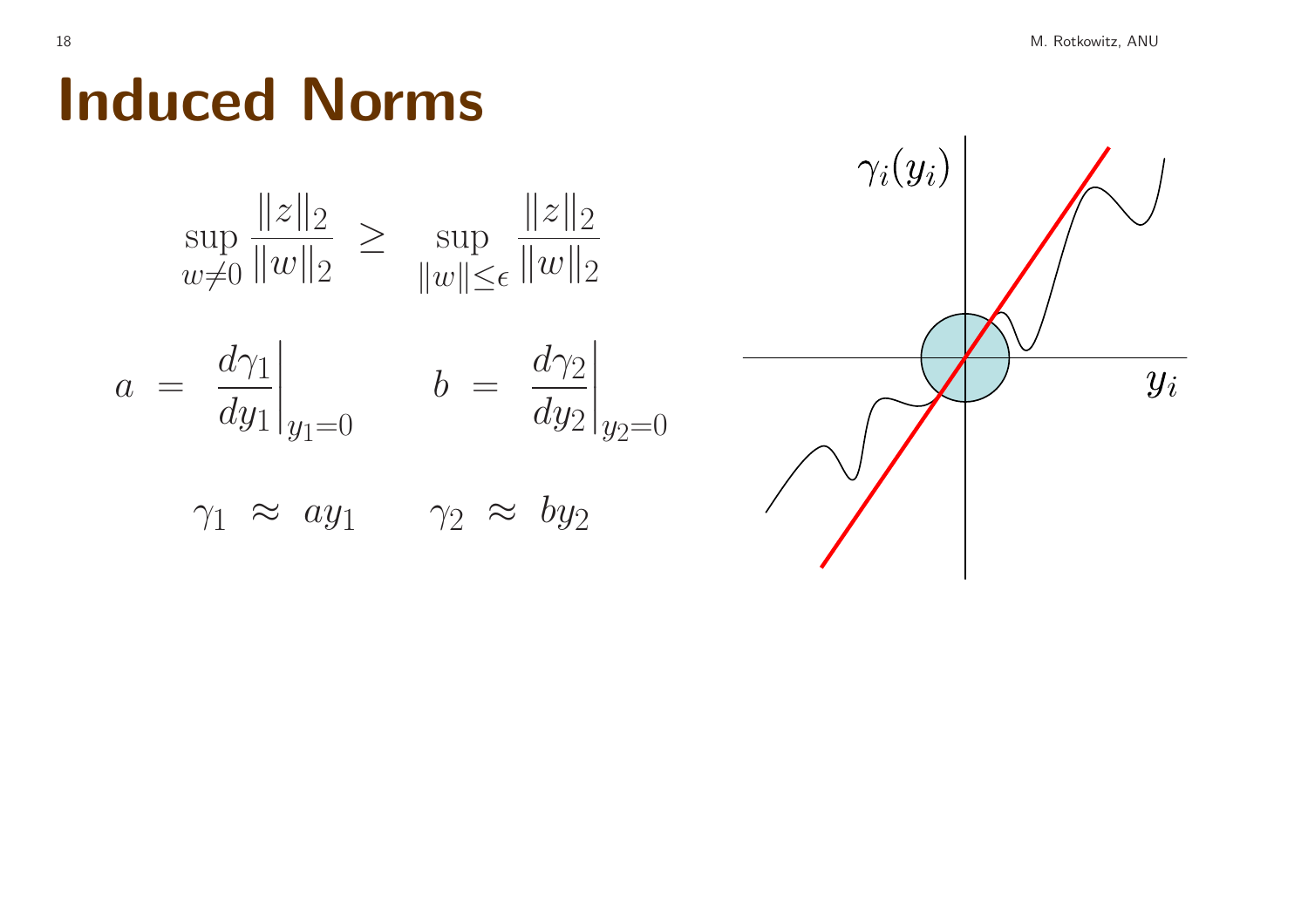# Induced Norms

$$\sup_{w \neq 0} \frac{\|z\|_2}{\|w\|_2} \;\geq\; \sup_{\|w\| \leq \epsilon} \frac{\|z\|_2}{\|w\|_2}$$

$$a \;=\; \left.\frac{d\gamma_1}{dy_1}\right|_{y_1=0} \qquad\qquad b \;=\; \left.\frac{d\gamma_2}{dy_2}\right|_{y_2=0}$$

$$\gamma_1 \;\approx\; a y_1 \qquad\qquad \gamma_2 \;\approx\; b y_2$$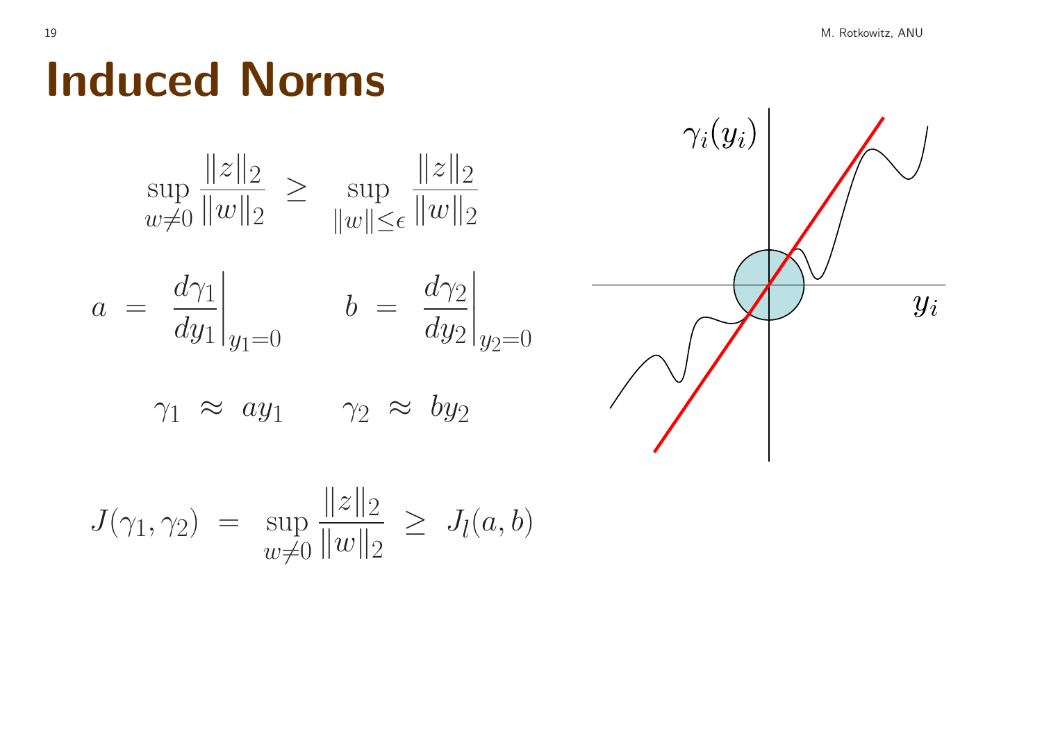# Induced Norms

$$\sup_{w \neq 0} \frac{\|z\|_2}{\|w\|_2} \;\geq\; \sup_{\|w\| \leq \epsilon} \frac{\|z\|_2}{\|w\|_2}$$

$$a \;=\; \left.\frac{d\gamma_1}{dy_1}\right|_{y_1=0} \qquad b \;=\; \left.\frac{d\gamma_2}{dy_2}\right|_{y_2=0}$$

$$\gamma_1 \;\approx\; a y_1 \qquad \gamma_2 \;\approx\; b y_2$$

$$J(\gamma_1, \gamma_2) \;=\; \sup_{w \neq 0} \frac{\|z\|_2}{\|w\|_2} \;\geq\; J_l(a, b)$$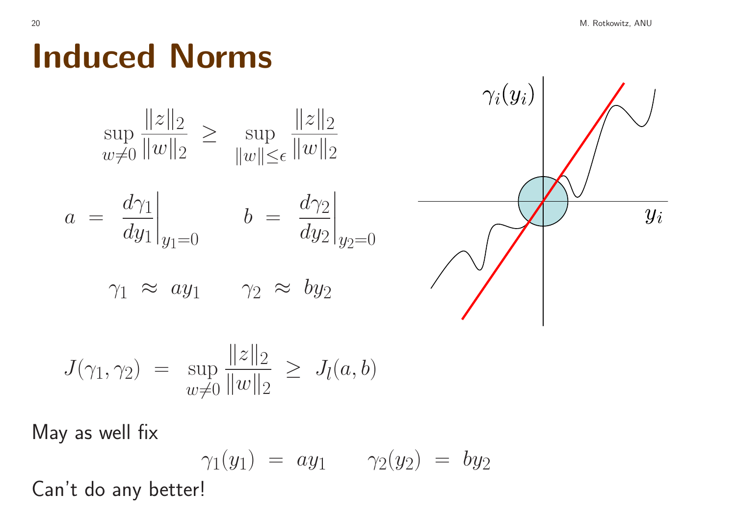# Induced Norms

$$\sup_{w \neq 0} \frac{\|z\|_2}{\|w\|_2} \;\geq\; \sup_{\|w\| \leq \epsilon} \frac{\|z\|_2}{\|w\|_2}$$

$$a \;=\; \left.\frac{d\gamma_1}{dy_1}\right|_{y_1=0} \qquad b \;=\; \left.\frac{d\gamma_2}{dy_2}\right|_{y_2=0}$$

$$\gamma_1 \;\approx\; a y_1 \qquad \gamma_2 \;\approx\; b y_2$$

$$J(\gamma_1, \gamma_2) \;=\; \sup_{w \neq 0} \frac{\|z\|_2}{\|w\|_2} \;\geq\; J_l(a, b)$$

May as well fix

$$\gamma_1(y_1) \;=\; a y_1 \qquad \gamma_2(y_2) \;=\; b y_2$$

Can't do any better!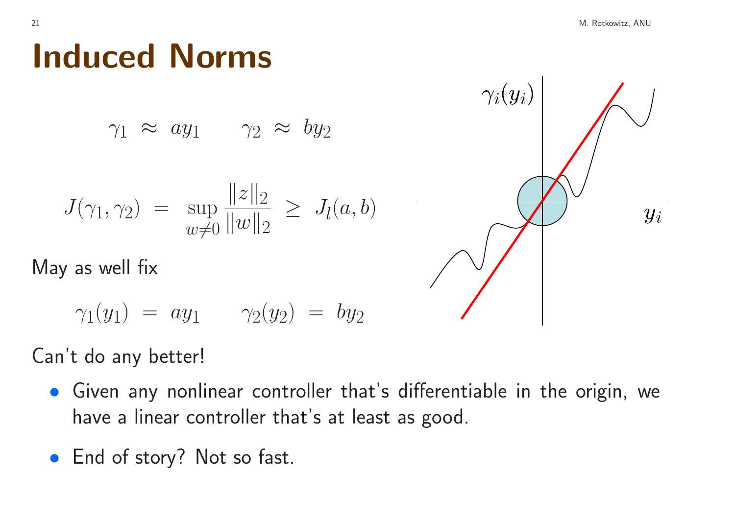# Induced Norms

$$\gamma_1 \;\approx\; a y_1 \qquad \gamma_2 \;\approx\; b y_2$$

$$J(\gamma_1, \gamma_2) \;=\; \sup_{w \neq 0} \frac{\|z\|_2}{\|w\|_2} \;\geq\; J_l(a, b)$$

May as well fix

$$\gamma_1(y_1) \;=\; a y_1 \qquad \gamma_2(y_2) \;=\; b y_2$$

Can't do any better!

- Given any nonlinear controller that's differentiable in the origin, we have a linear controller that's at least as good.
- End of story? Not so fast.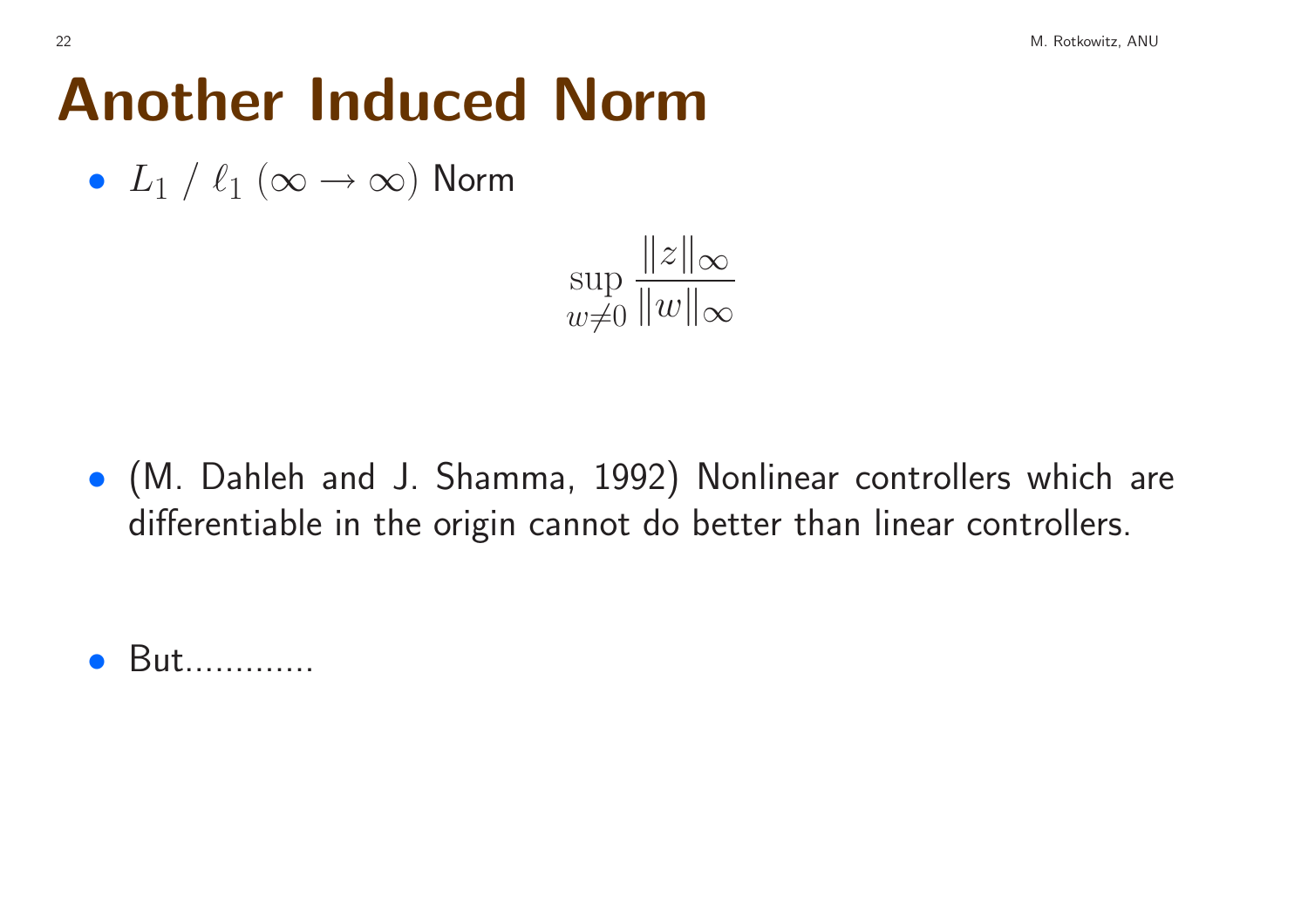# Another Induced Norm

- $L_1$ / $\ell_1$ $(\infty \to \infty)$ Norm

$$\sup_{w \neq 0} \frac{\|z\|_\infty}{\|w\|_\infty}$$

- (M. Dahleh and J. Shamma, 1992) Nonlinear controllers which are differentiable in the origin cannot do better than linear controllers.

- But.............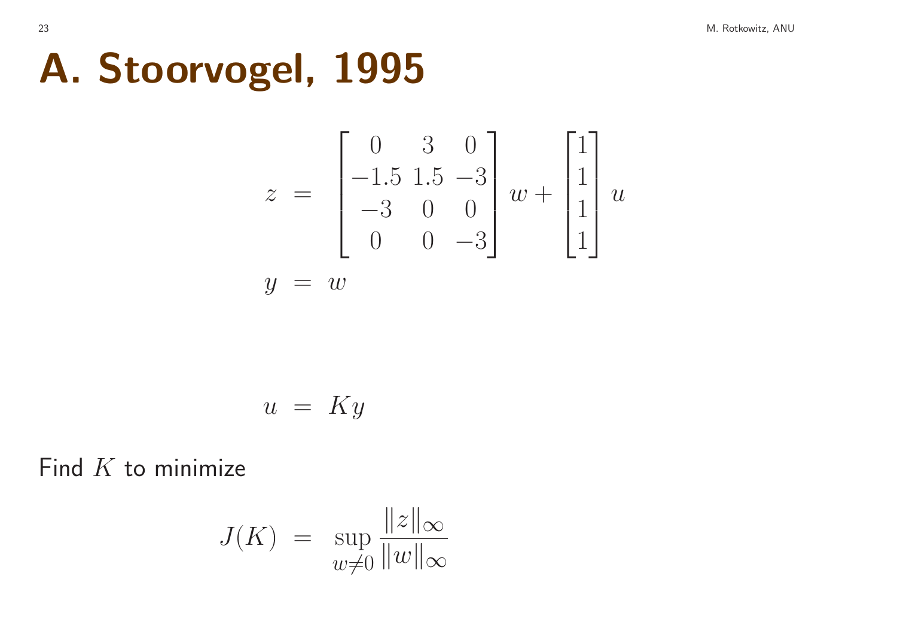# A. Stoorvogel, 1995

$$
\begin{aligned}
z &= \begin{bmatrix} 0 & 3 & 0 \\ -1.5 & 1.5 & -3 \\ -3 & 0 & 0 \\ 0 & 0 & -3 \end{bmatrix} w + \begin{bmatrix} 1 \\ 1 \\ 1 \\ 1 \end{bmatrix} u \\
y &= w
\end{aligned}
$$

$$
u = Ky
$$

Find $K$ to minimize

$$
J(K) = \sup_{w \neq 0} \frac{\|z\|_\infty}{\|w\|_\infty}
$$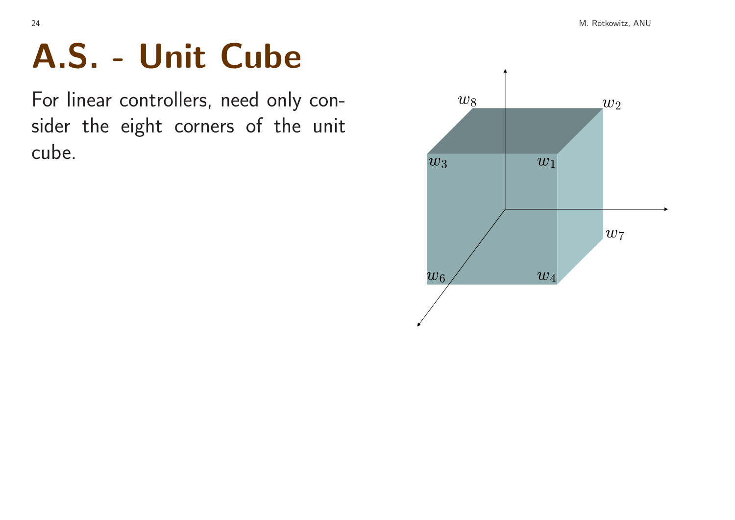# A.S. - Unit Cube

For linear controllers, need only consider the eight corners of the unit cube.

$w_8$ $w_2$ $w_3$ $w_1$ $w_7$ $w_6$ $w_4$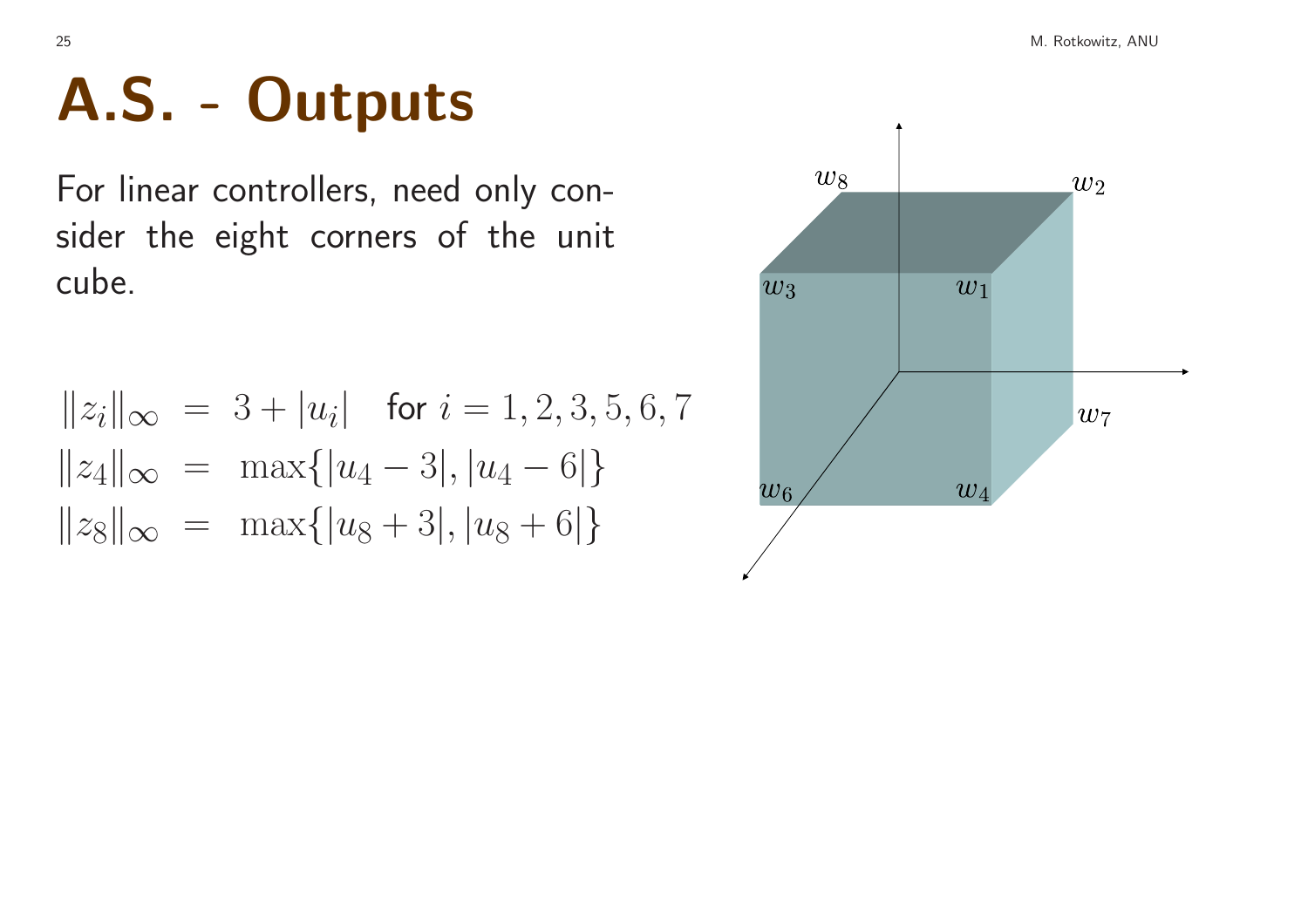# A.S. - Outputs

For linear controllers, need only consider the eight corners of the unit cube.

$$
\begin{aligned}
\|z_i\|_\infty &= 3 + |u_i| \quad \text{for } i = 1, 2, 3, 5, 6, 7 \\
\|z_4\|_\infty &= \max\{|u_4 - 3|, |u_4 - 6|\} \\
\|z_8\|_\infty &= \max\{|u_8 + 3|, |u_8 + 6|\}
\end{aligned}
$$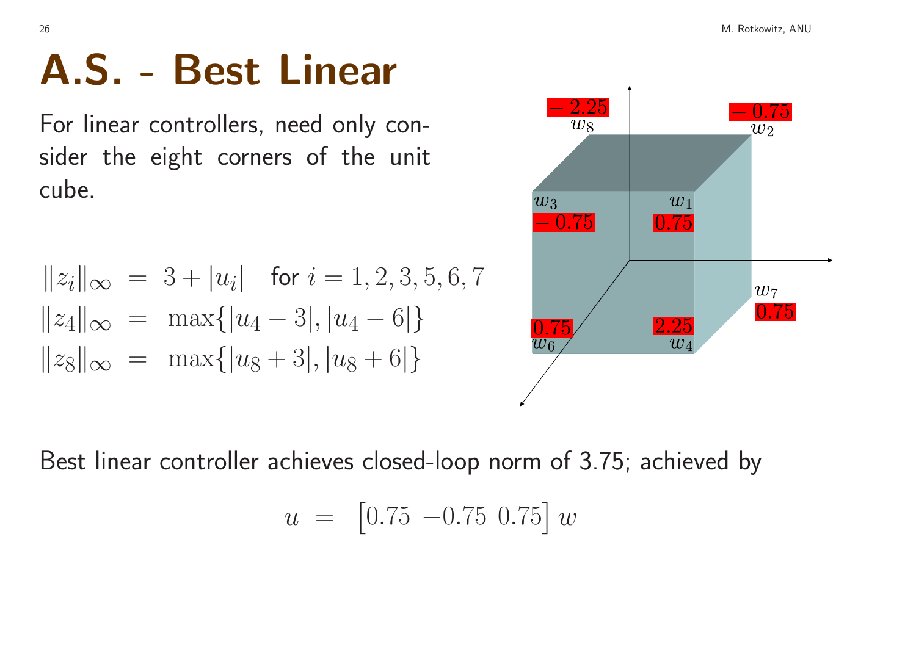# A.S. - Best Linear

For linear controllers, need only consider the eight corners of the unit cube.

$$
\begin{aligned}
\|z_i\|_\infty &= 3 + |u_i| \quad \text{for } i = 1,2,3,5,6,7 \\
\|z_4\|_\infty &= \max\{|u_4 - 3|, |u_4 - 6|\} \\
\|z_8\|_\infty &= \max\{|u_8 + 3|, |u_8 + 6|\}
\end{aligned}
$$

Best linear controller achieves closed-loop norm of 3.75; achieved by

$$
u = \begin{bmatrix} 0.75 & -0.75 & 0.75 \end{bmatrix} w
$$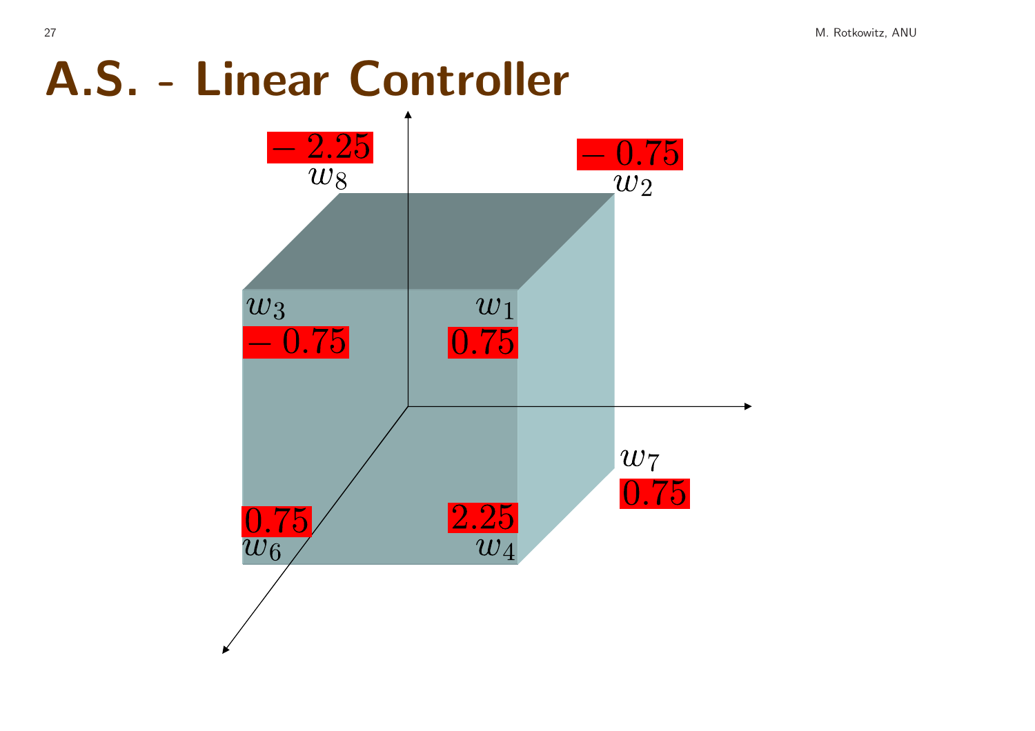# A.S. - Linear Controller

$-2.25$

$w_8$

$-0.75$

$w_2$

$w_3$

$-0.75$

$w_1$

$0.75$

$w_7$

$0.75$

$0.75$

$w_6$

$2.25$

$w_4$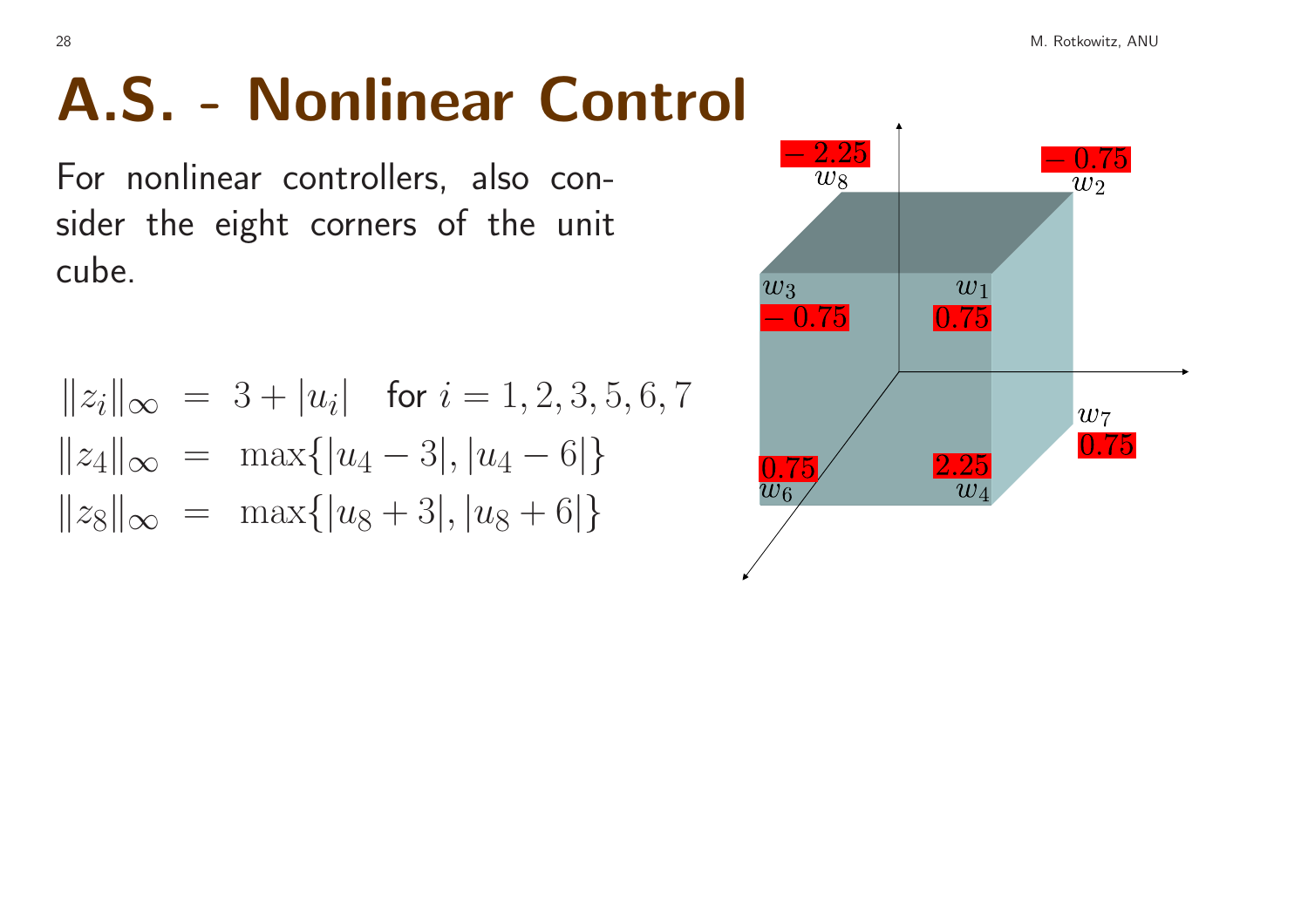# A.S. - Nonlinear Control

For nonlinear controllers, also consider the eight corners of the unit cube.

$$
\begin{aligned}
\|z_i\|_\infty &= 3 + |u_i| \quad \text{for } i = 1, 2, 3, 5, 6, 7 \\
\|z_4\|_\infty &= \max\{|u_4 - 3|, |u_4 - 6|\} \\
\|z_8\|_\infty &= \max\{|u_8 + 3|, |u_8 + 6|\}
\end{aligned}
$$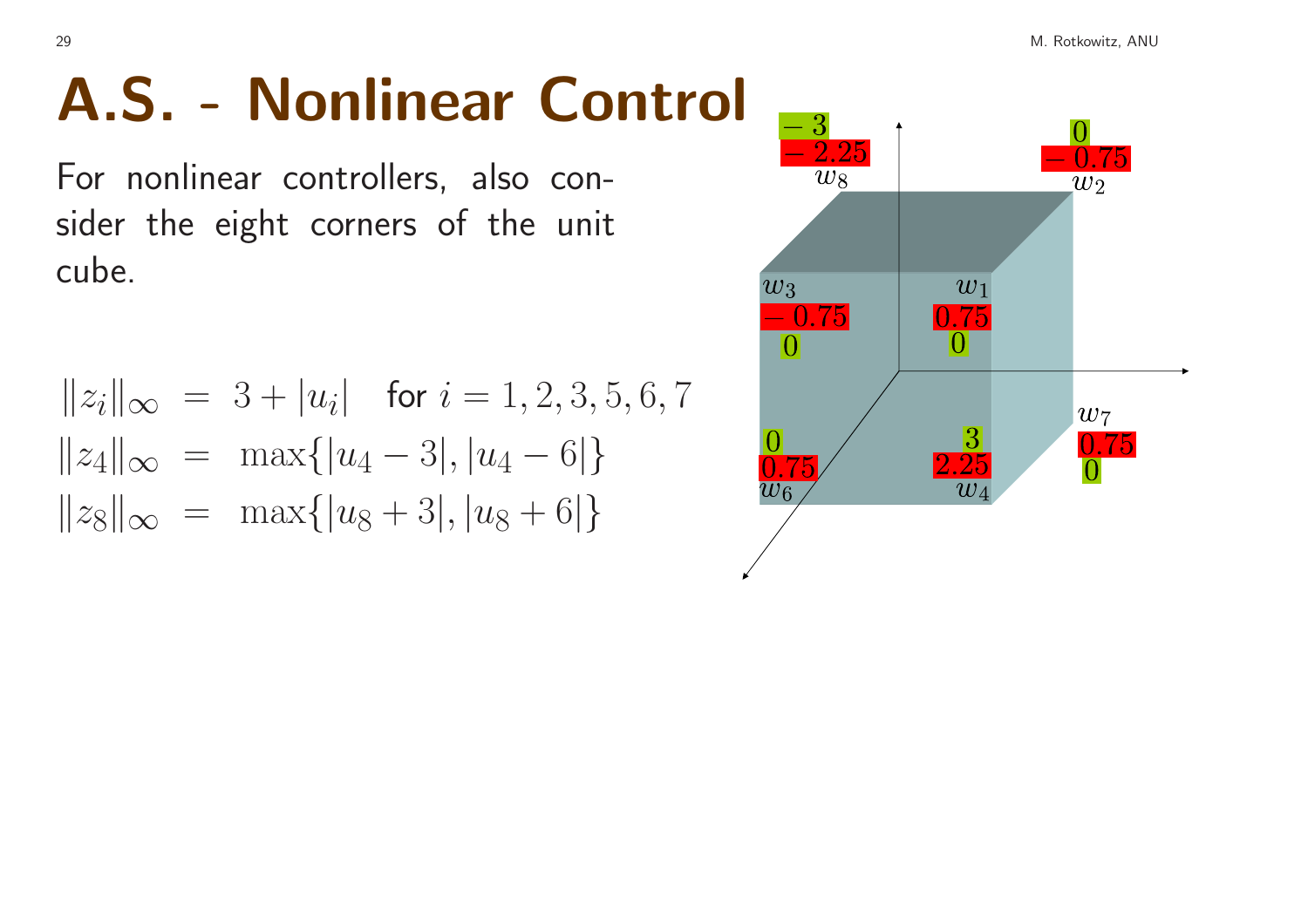# A.S. - Nonlinear Control

For nonlinear controllers, also consider the eight corners of the unit cube.

$$
\begin{aligned}
\|z_i\|_\infty &= 3 + |u_i| \quad \text{for } i = 1, 2, 3, 5, 6, 7 \\
\|z_4\|_\infty &= \max\{|u_4 - 3|, |u_4 - 6|\} \\
\|z_8\|_\infty &= \max\{|u_8 + 3|, |u_8 + 6|\}
\end{aligned}
$$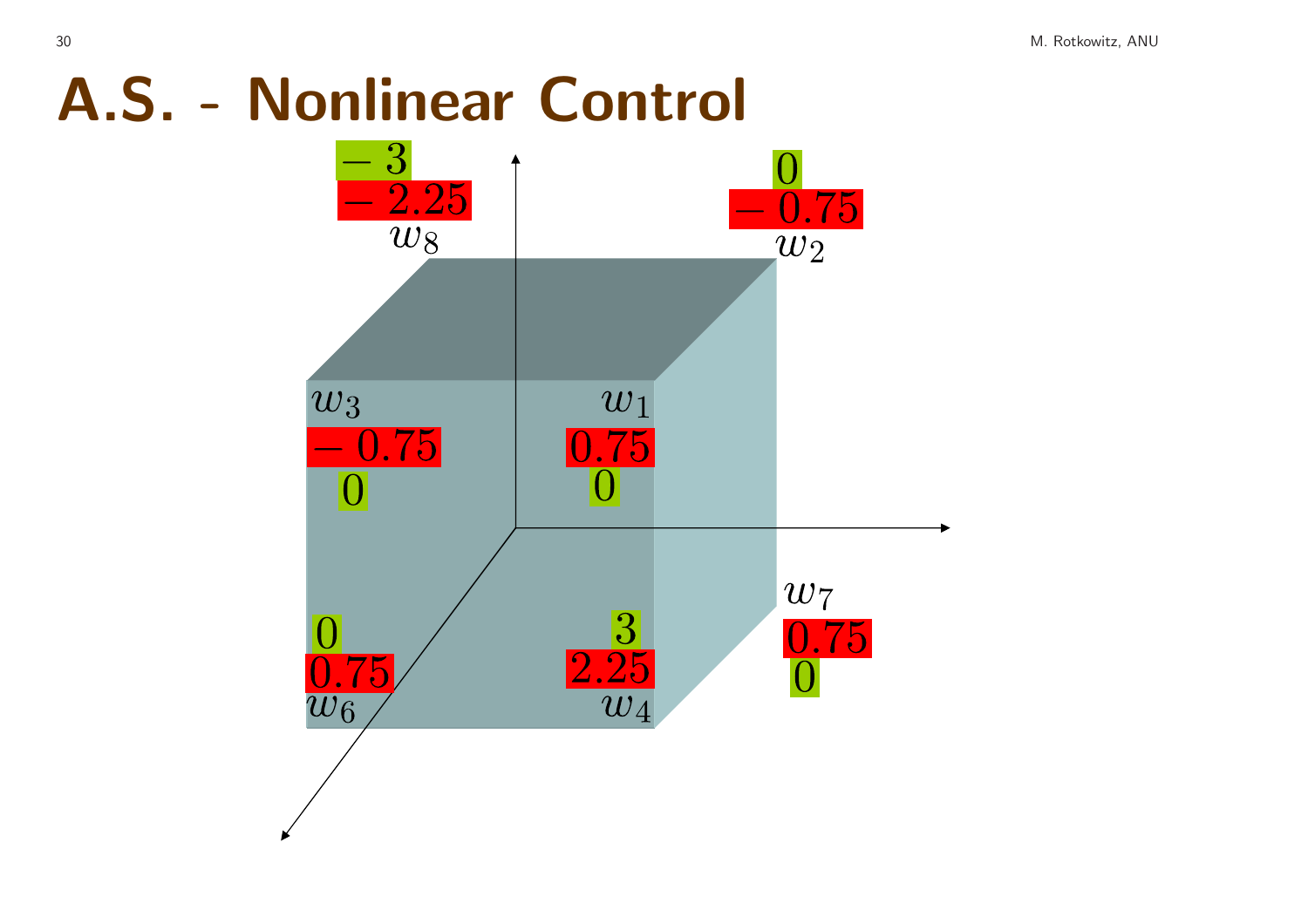# A.S. - Nonlinear Control

$w_8$: $-3$, $-2.25$

$w_2$: $0$, $-0.75$

$w_3$: $-0.75$, $0$

$w_1$: $0.75$, $0$

$w_7$: $0.75$, $0$

$w_6$: $0$, $0.75$

$w_4$: $3$, $2.25$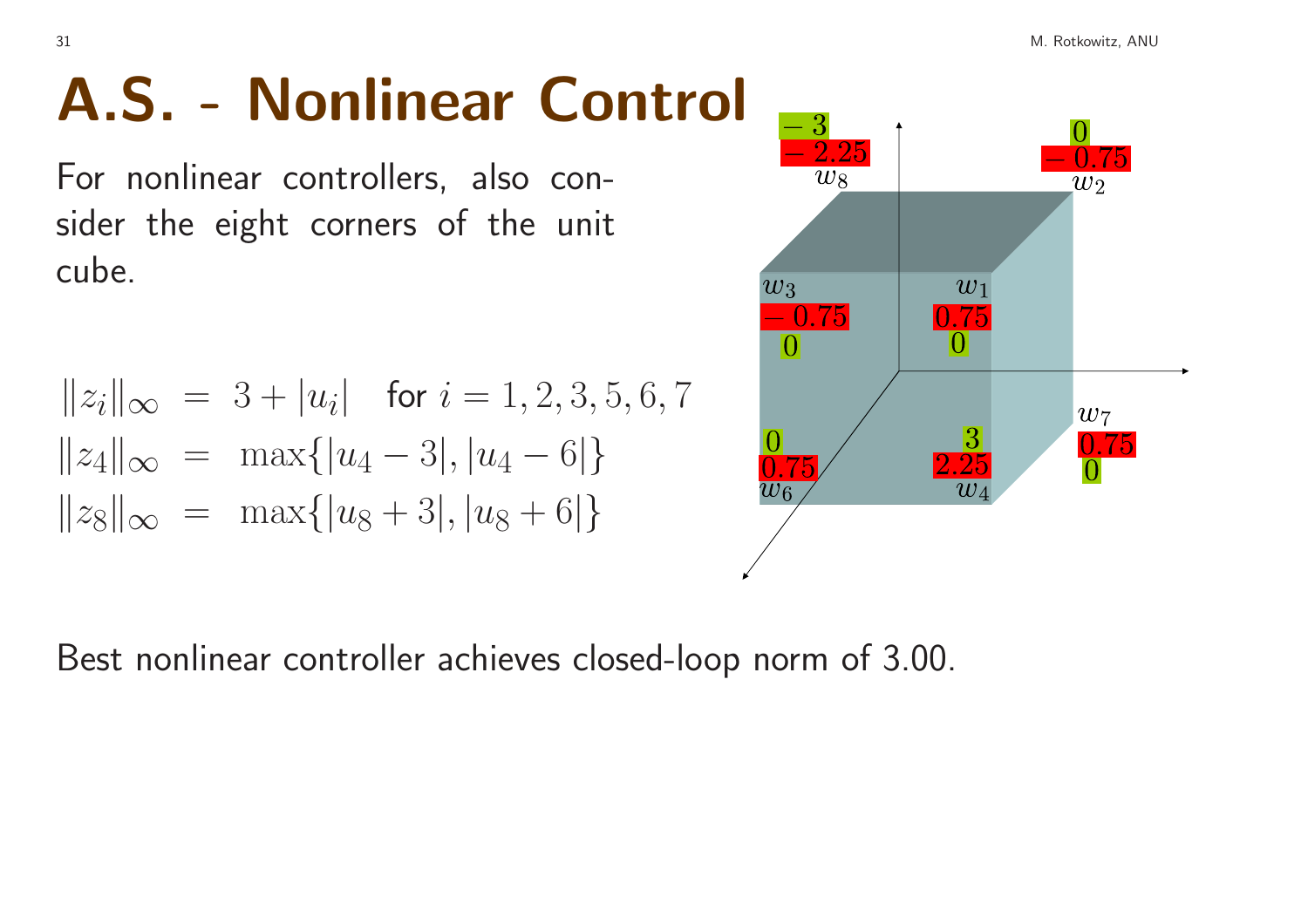# A.S. - Nonlinear Control

For nonlinear controllers, also consider the eight corners of the unit cube.

$$
\begin{aligned}
\|z_i\|_\infty &= 3 + |u_i| \quad \text{for } i = 1, 2, 3, 5, 6, 7 \\
\|z_4\|_\infty &= \max\{|u_4 - 3|, |u_4 - 6|\} \\
\|z_8\|_\infty &= \max\{|u_8 + 3|, |u_8 + 6|\}
\end{aligned}
$$

$w_8$: $-3$, $-2.25$

$w_2$: $0$, $-0.75$

$w_3$: $-0.75$, $0$

$w_1$: $0.75$, $0$

$w_7$: $0.75$, $0$

$w_6$: $0$, $0.75$

$w_4$: $3$, $2.25$

Best nonlinear controller achieves closed-loop norm of 3.00.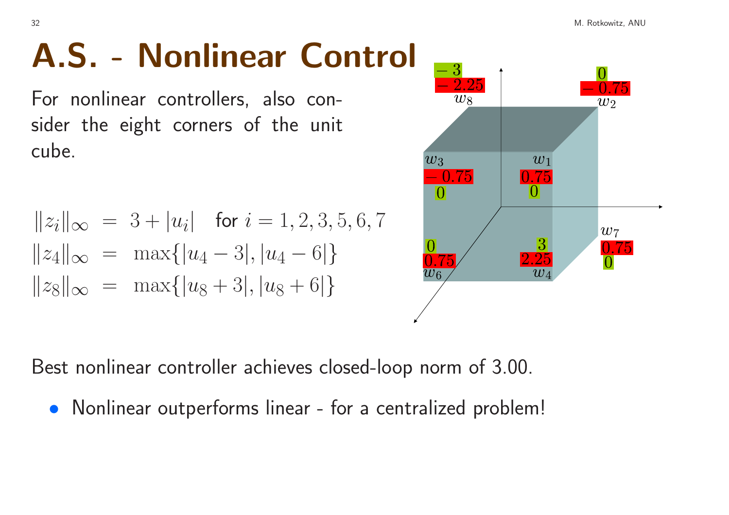# A.S. - Nonlinear Control

For nonlinear controllers, also consider the eight corners of the unit cube.

$$
\begin{aligned}
\|z_i\|_\infty &= 3 + |u_i| \quad \text{for } i = 1,2,3,5,6,7 \\
\|z_4\|_\infty &= \max\{|u_4 - 3|, |u_4 - 6|\} \\
\|z_8\|_\infty &= \max\{|u_8 + 3|, |u_8 + 6|\}
\end{aligned}
$$

Best nonlinear controller achieves closed-loop norm of 3.00.

- Nonlinear outperforms linear - for a centralized problem!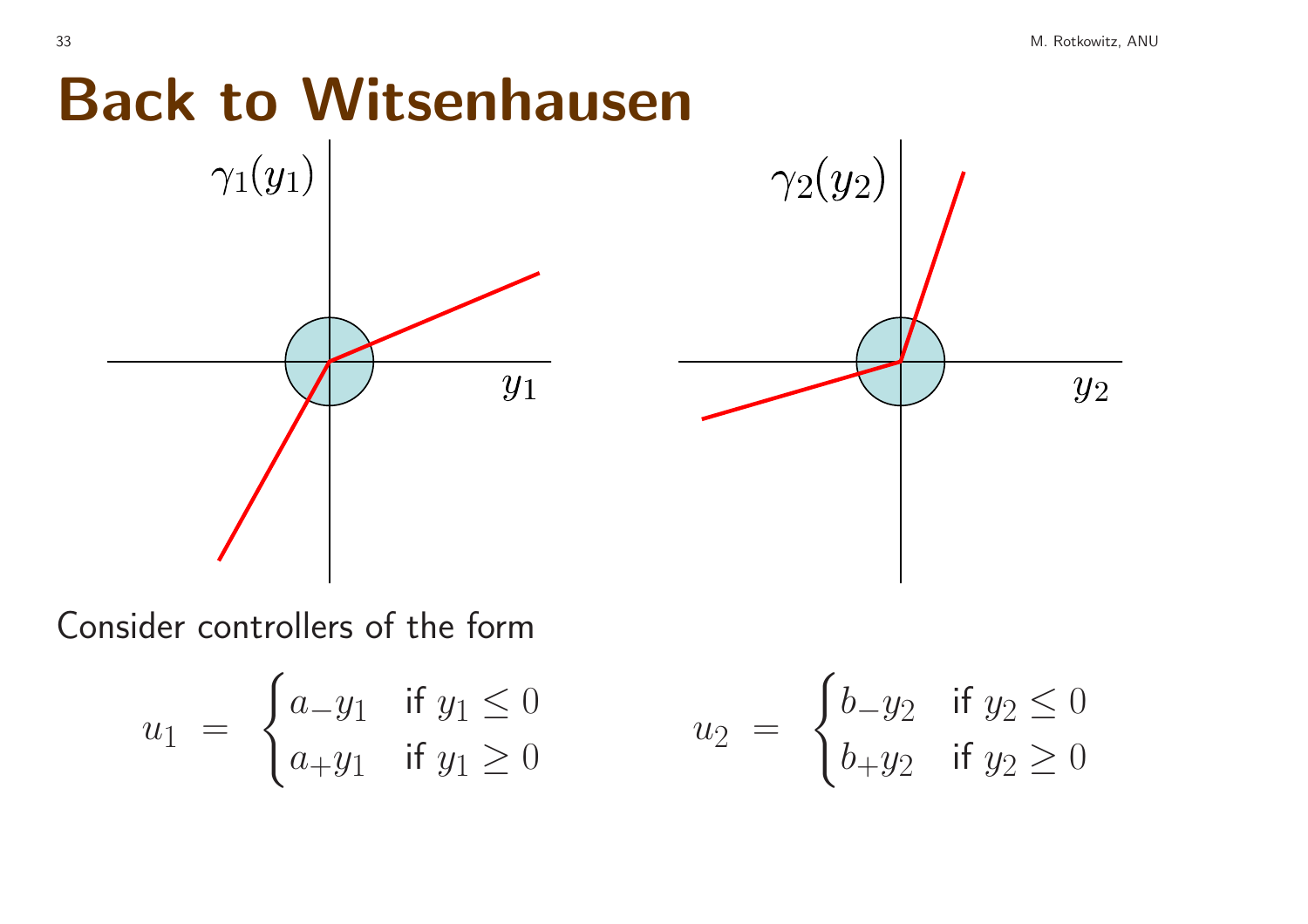# Back to Witsenhausen

Consider controllers of the form

$$u_1 = \begin{cases} a_- y_1 & \text{if } y_1 \le 0 \\ a_+ y_1 & \text{if } y_1 \ge 0 \end{cases} \qquad u_2 = \begin{cases} b_- y_2 & \text{if } y_2 \le 0 \\ b_+ y_2 & \text{if } y_2 \ge 0 \end{cases}$$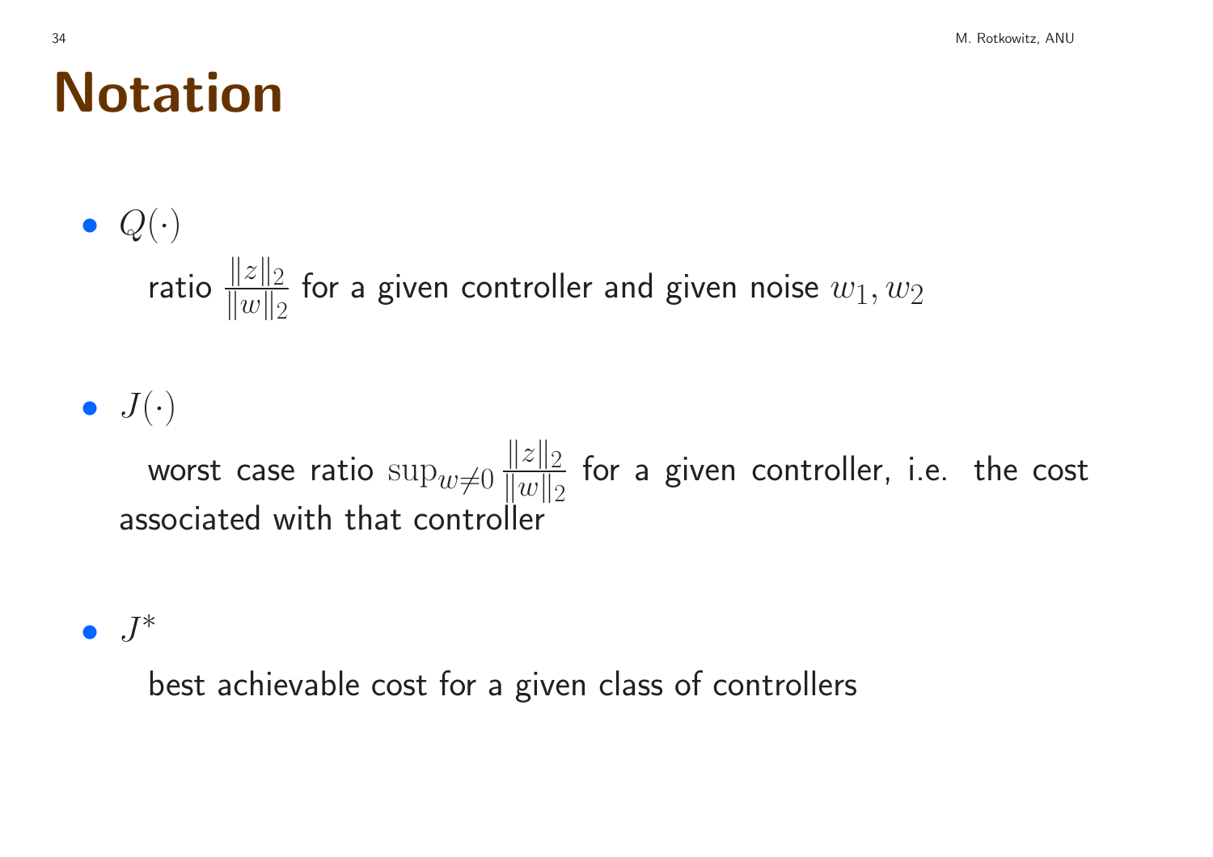# Notation

- $Q(\cdot)$

  ratio $\frac{\|z\|_2}{\|w\|_2}$ for a given controller and given noise $w_1, w_2$

- $J(\cdot)$

  worst case ratio $\sup_{w \neq 0} \frac{\|z\|_2}{\|w\|_2}$ for a given controller, i.e. the cost associated with that controller

- $J^*$

  best achievable cost for a given class of controllers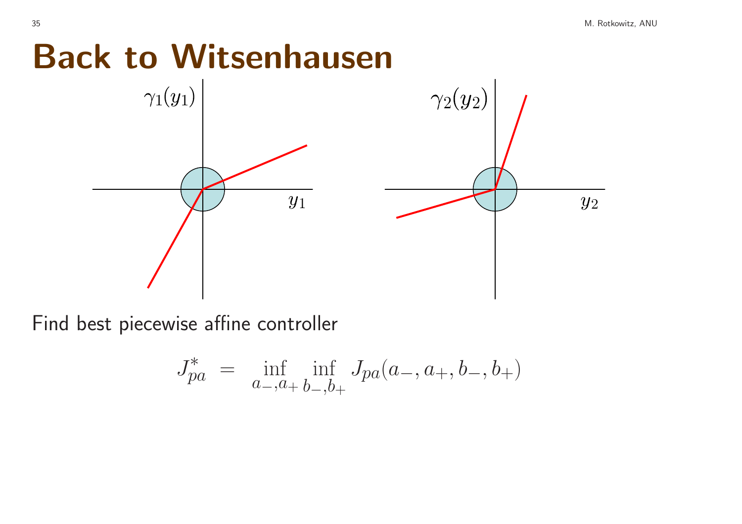# Back to Witsenhausen

Find best piecewise affine controller

$$J_{pa}^* = \inf_{a_-, a_+} \inf_{b_-, b_+} J_{pa}(a_-, a_+, b_-, b_+)$$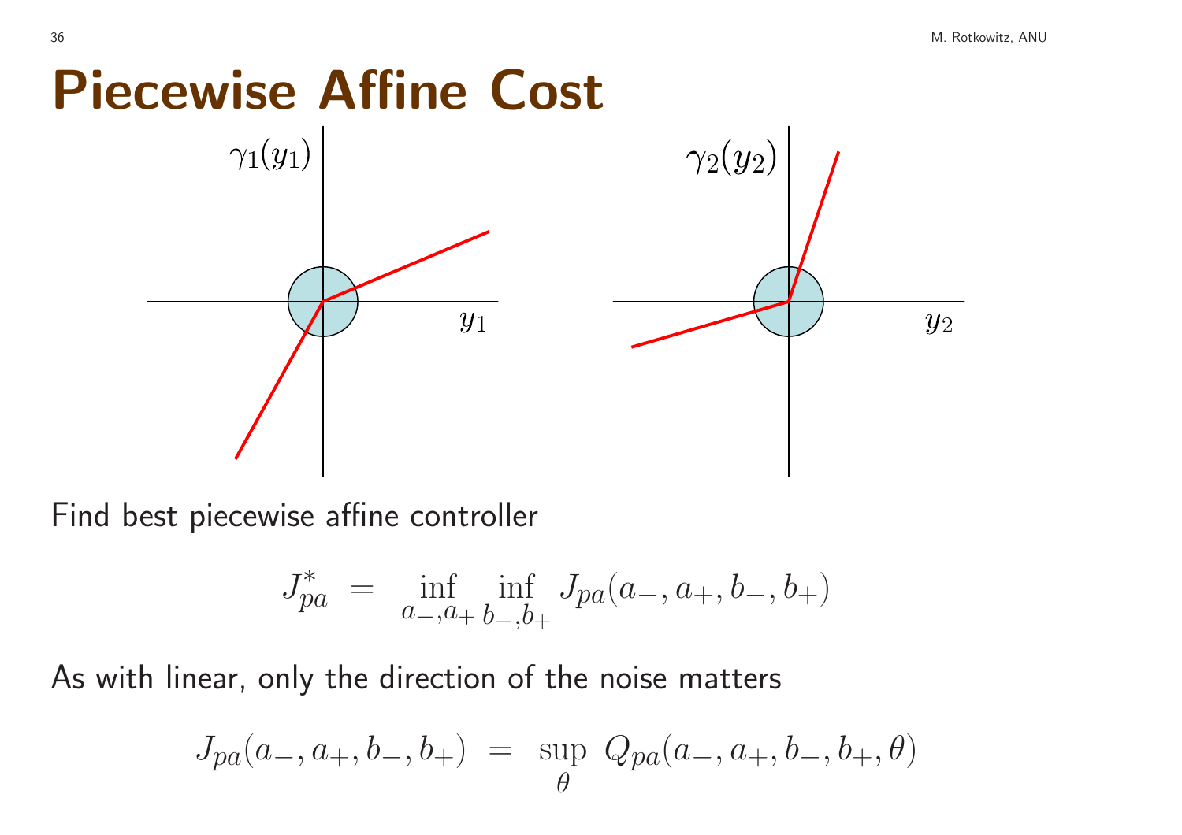# Piecewise Affine Cost

Find best piecewise affine controller

$$J_{pa}^* \;=\; \inf_{a_-,a_+} \inf_{b_-,b_+} J_{pa}(a_-, a_+, b_-, b_+)$$

As with linear, only the direction of the noise matters

$$J_{pa}(a_-, a_+, b_-, b_+) \;=\; \sup_{\theta} \; Q_{pa}(a_-, a_+, b_-, b_+, \theta)$$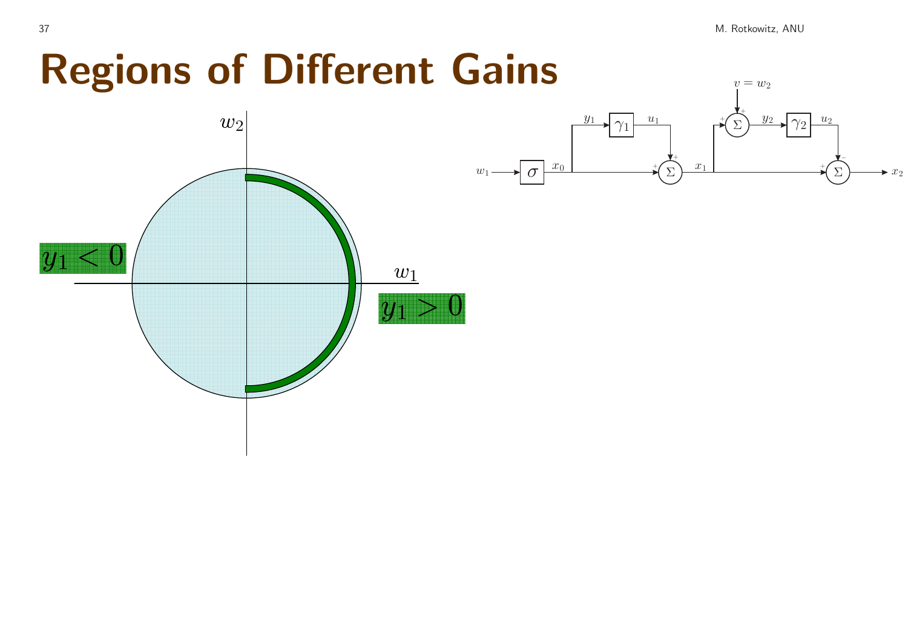# Regions of Different Gains

$w_2$

$y_1 < 0$

$w_1$

$y_1 > 0$

$v = w_2$

$w_1$ → $\sigma$ → $x_0$ → $y_1$ → $\gamma_1$ → $u_1$ → $\Sigma$ → $x_1$ → $\Sigma$ → $y_2$ → $\gamma_2$ → $u_2$ → $\Sigma$ → $x_2$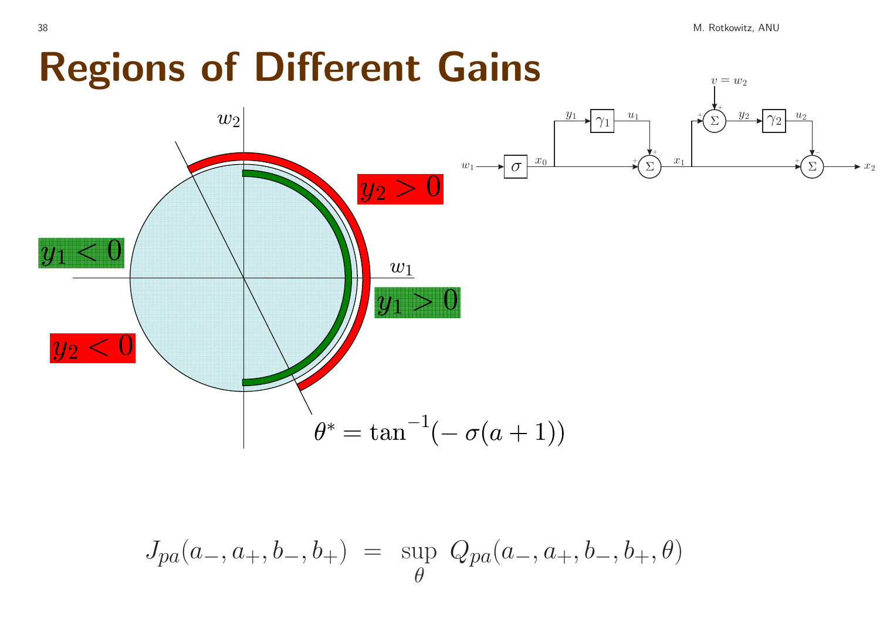# Regions of Different Gains

$y_2 > 0$

$y_1 < 0$

$y_1 > 0$

$y_2 < 0$

$\theta^* = \tan^{-1}(-\sigma(a+1))$

$$J_{pa}(a_-, a_+, b_-, b_+) \;=\; \sup_{\theta} \; Q_{pa}(a_-, a_+, b_-, b_+, \theta)$$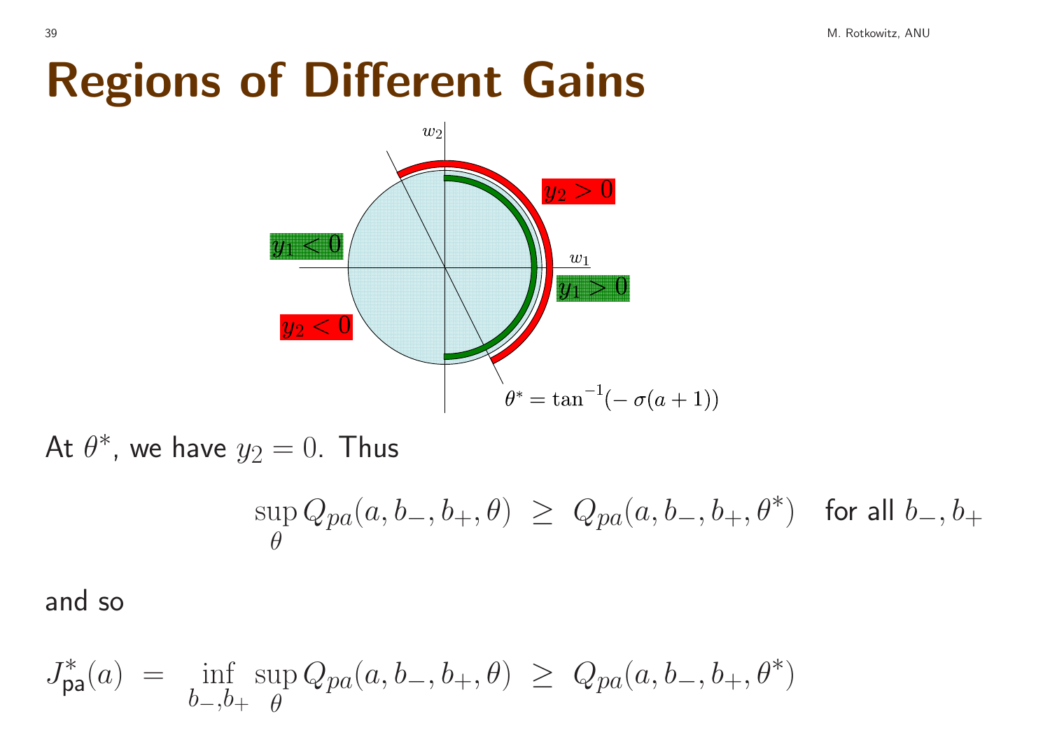# Regions of Different Gains

At $\theta^*$, we have $y_2 = 0$. Thus

$$\sup_{\theta} Q_{pa}(a, b_-, b_+, \theta) \;\geq\; Q_{pa}(a, b_-, b_+, \theta^*) \quad \text{for all } b_-, b_+$$

and so

$$J^*_{\mathsf{pa}}(a) \;=\; \inf_{b_-, b_+} \sup_{\theta} Q_{pa}(a, b_-, b_+, \theta) \;\geq\; Q_{pa}(a, b_-, b_+, \theta^*)$$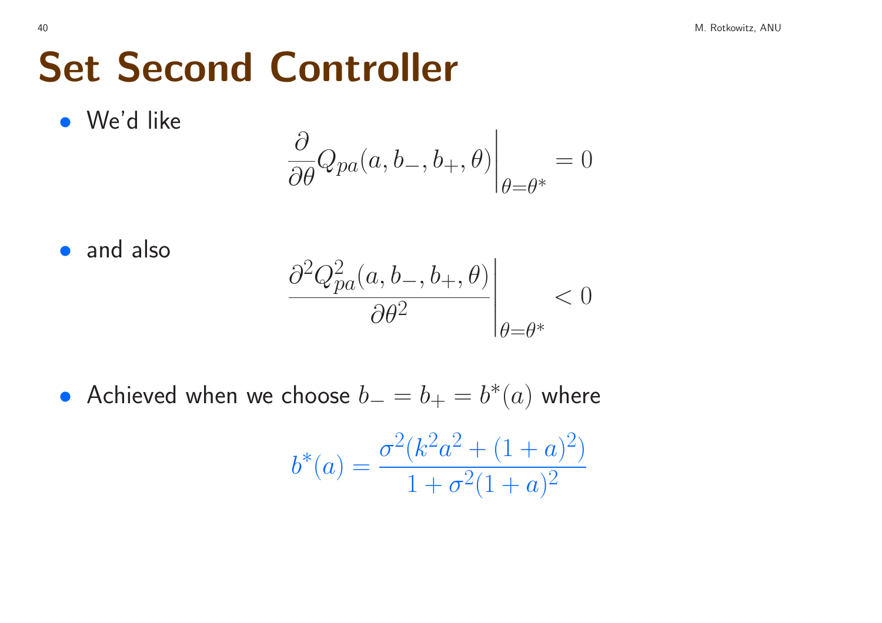# Set Second Controller

- We'd like

$$\left. \frac{\partial}{\partial \theta} Q_{pa}(a, b_-, b_+, \theta) \right|_{\theta=\theta^*} = 0$$

- and also

$$\left. \frac{\partial^2 Q_{pa}^2(a, b_-, b_+, \theta)}{\partial \theta^2} \right|_{\theta=\theta^*} < 0$$

- Achieved when we choose $b_- = b_+ = b^*(a)$ where

$$b^*(a) = \frac{\sigma^2(k^2a^2 + (1+a)^2)}{1 + \sigma^2(1+a)^2}$$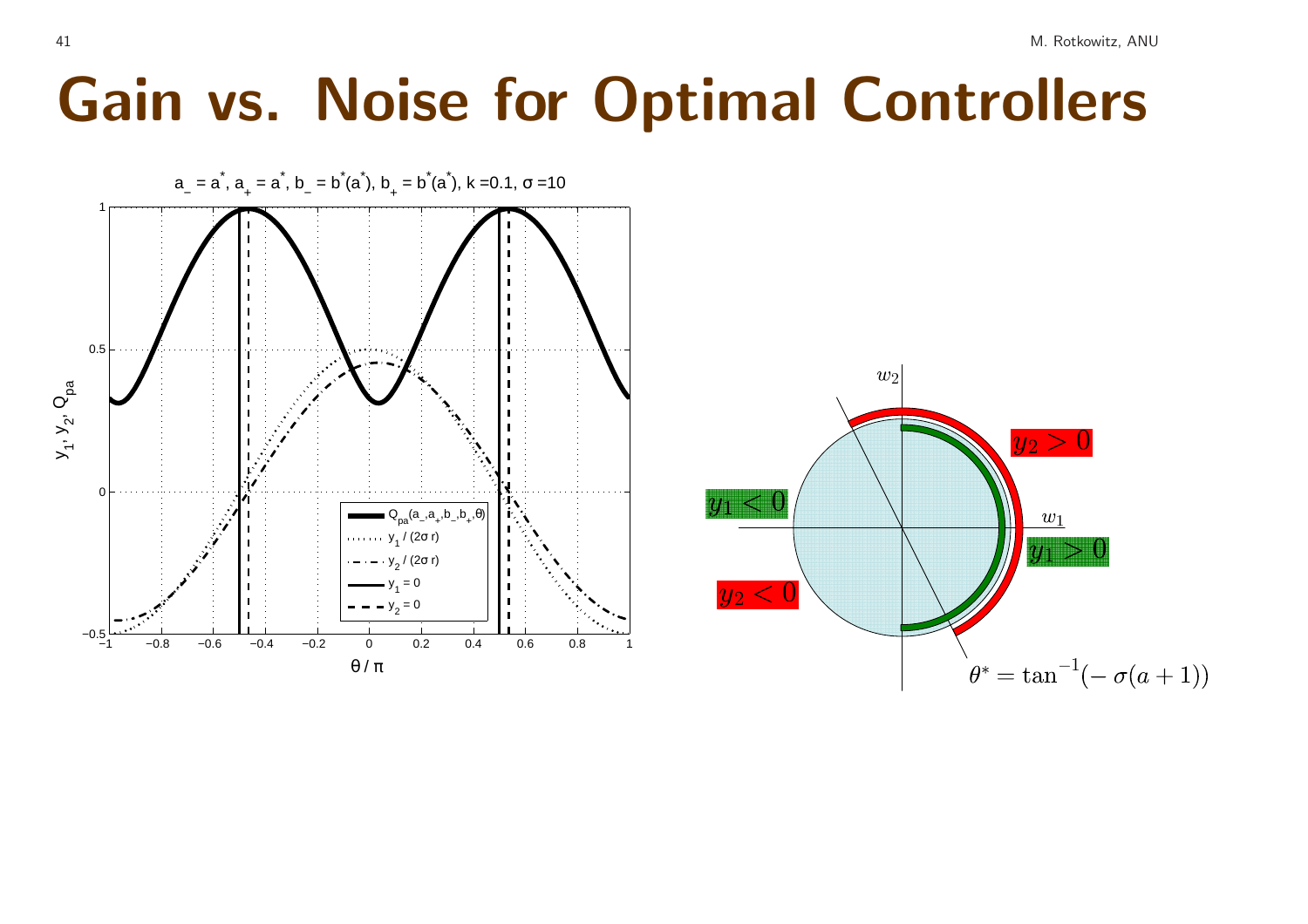# Gain vs. Noise for Optimal Controllers

$a_- = a^*,\ a_+ = a^*,\ b_- = b^*(a^*),\ b_+ = b^*(a^*),\ k = 0.1,\ \sigma = 10$

$y_1 < 0$ $\quad y_2 > 0$ $\quad y_1 > 0$ $\quad y_2 < 0$

$$\theta^* = \tan^{-1}(-\sigma(a+1))$$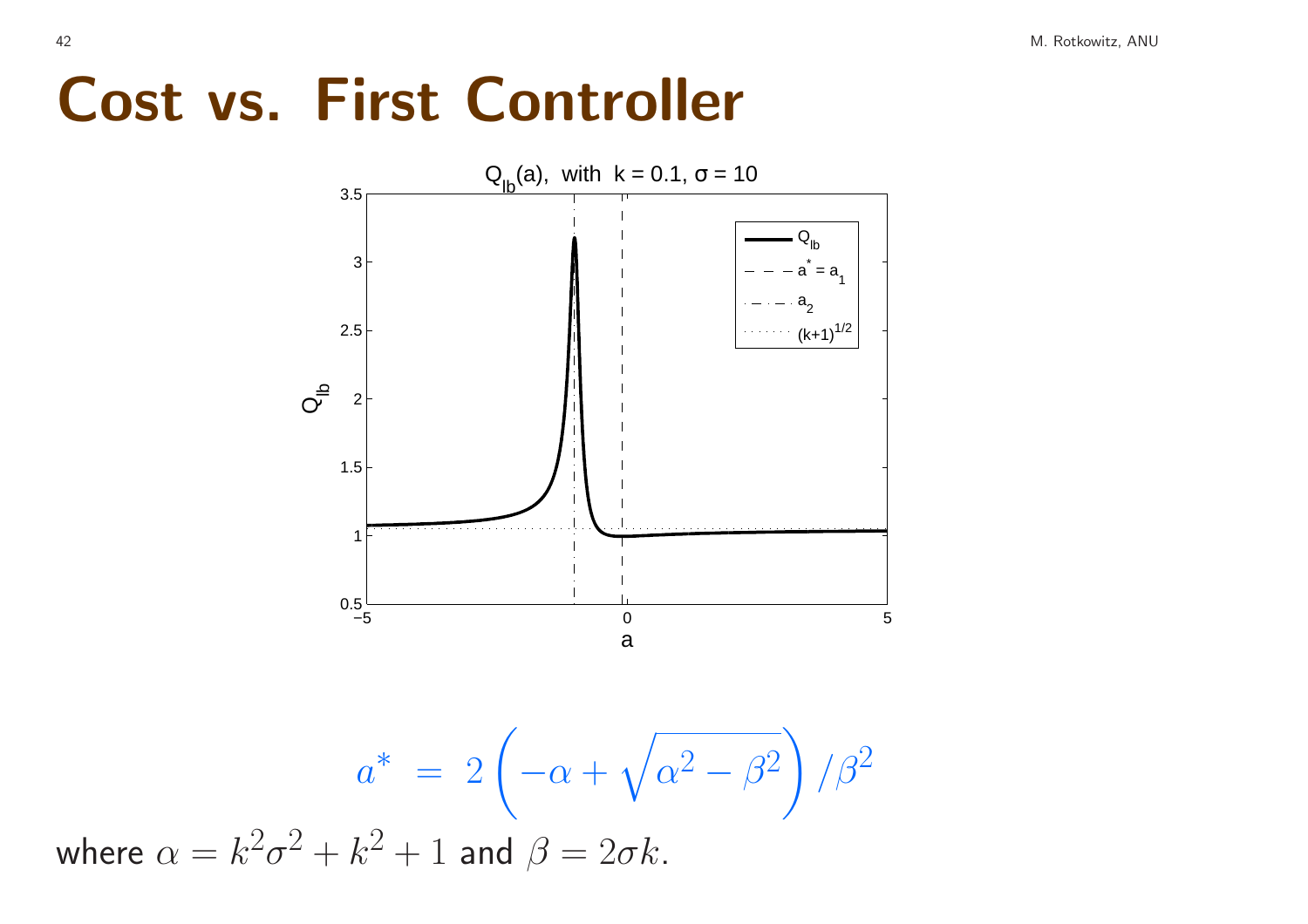# Cost vs. First Controller

$$a^* \;=\; 2\left(-\alpha + \sqrt{\alpha^2 - \beta^2}\right)/\beta^2$$

where $\alpha = k^2\sigma^2 + k^2 + 1$ and $\beta = 2\sigma k$.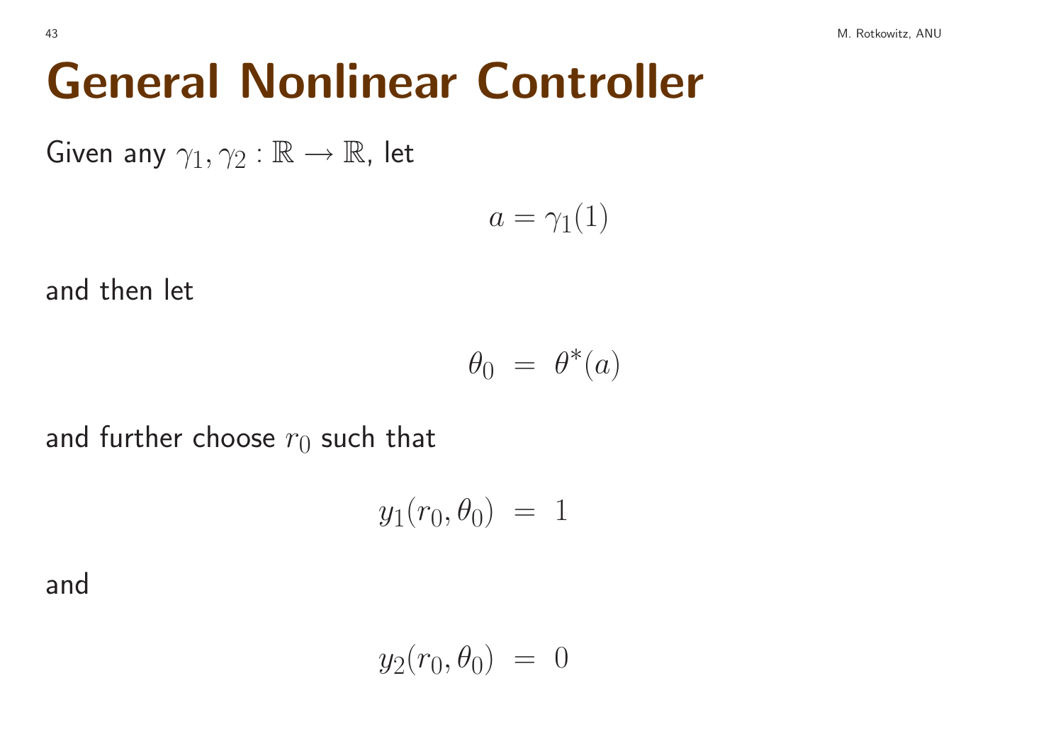# General Nonlinear Controller

Given any $\gamma_1, \gamma_2 : \mathbb{R} \to \mathbb{R}$, let

$$a = \gamma_1(1)$$

and then let

$$\theta_0 \;=\; \theta^*(a)$$

and further choose $r_0$ such that

$$y_1(r_0, \theta_0) \;=\; 1$$

and

$$y_2(r_0, \theta_0) \;=\; 0$$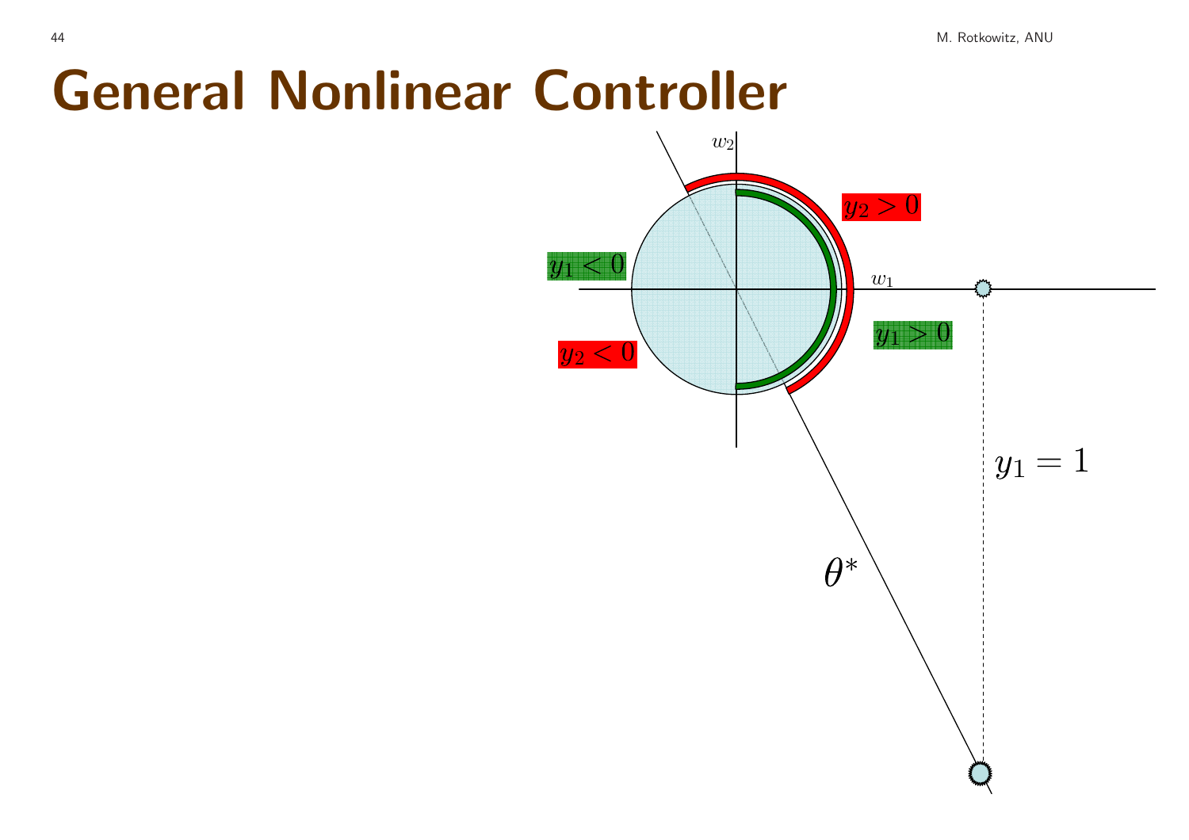# General Nonlinear Controller

$w_2$

$w_1$

$y_2 > 0$

$y_1 < 0$

$y_1 > 0$

$y_2 < 0$

$y_1 = 1$

$\theta^*$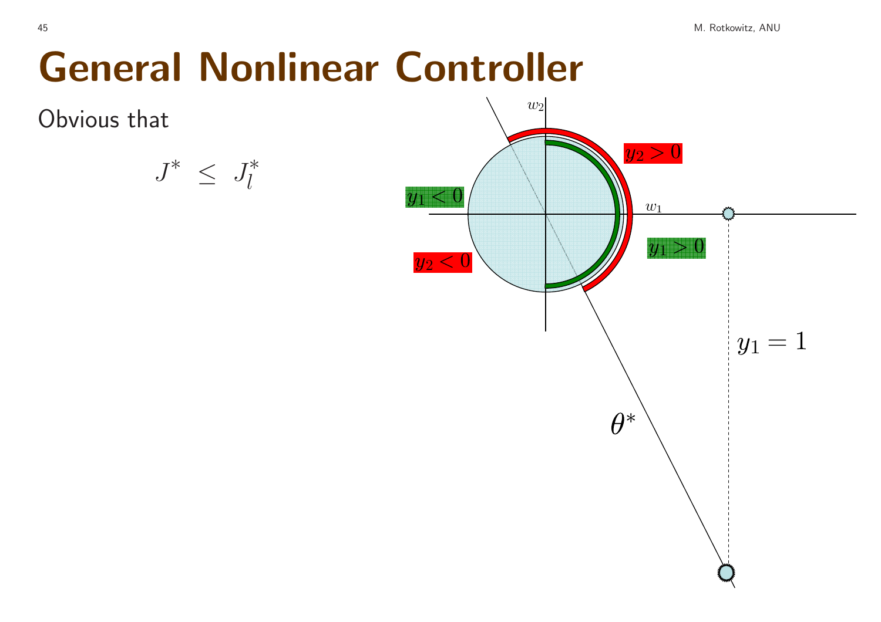# General Nonlinear Controller

Obvious that

$$J^* \;\leq\; J_l^*$$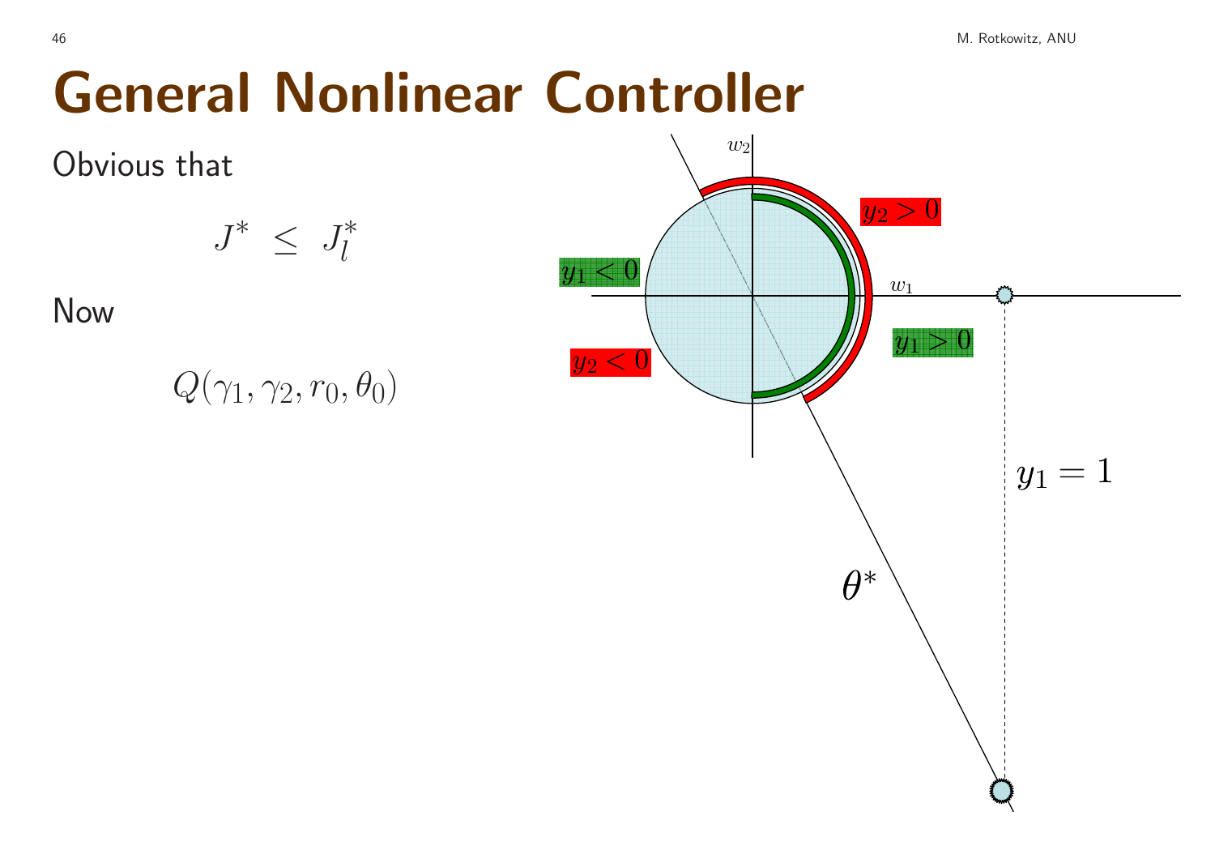# General Nonlinear Controller

Obvious that

$$J^* \;\leq\; J_l^*$$

Now

$$Q(\gamma_1, \gamma_2, r_0, \theta_0)$$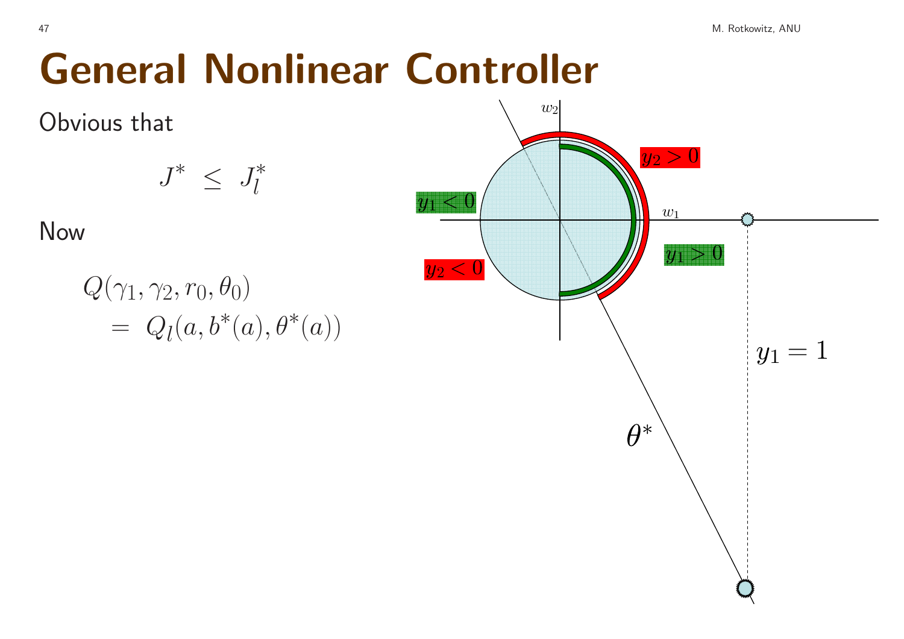# General Nonlinear Controller

Obvious that

$$J^* \;\leq\; J_l^*$$

Now

$$\begin{aligned} &Q(\gamma_1, \gamma_2, r_0, \theta_0) \\ &\quad = \; Q_l(a, b^*(a), \theta^*(a)) \end{aligned}$$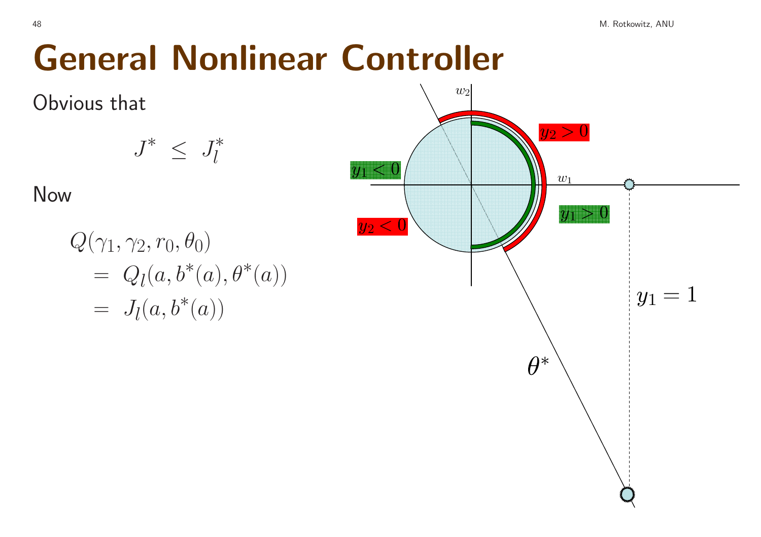# General Nonlinear Controller

Obvious that

$$J^* \leq J_l^*$$

Now

$$\begin{aligned} & Q(\gamma_1, \gamma_2, r_0, \theta_0) \\ & \quad = Q_l(a, b^*(a), \theta^*(a)) \\ & \quad = J_l(a, b^*(a)) \end{aligned}$$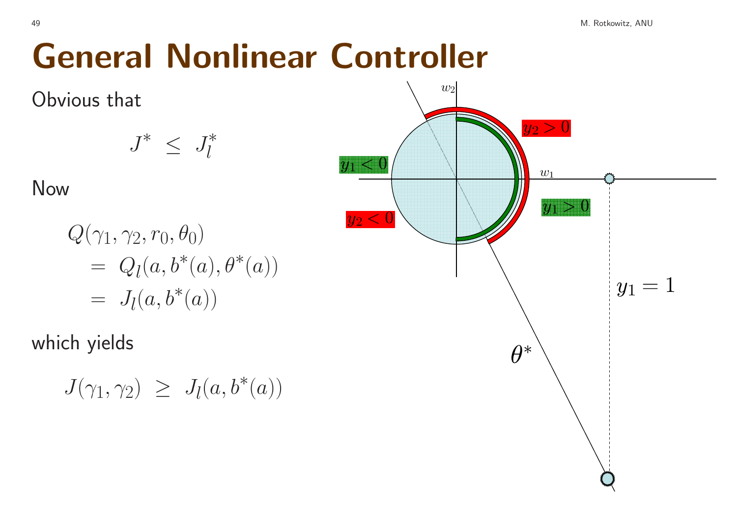# General Nonlinear Controller

Obvious that

$$J^* \leq J_l^*$$

Now

$$\begin{aligned} Q(\gamma_1, \gamma_2, r_0, \theta_0) &= Q_l(a, b^*(a), \theta^*(a)) \\ &= J_l(a, b^*(a)) \end{aligned}$$

which yields

$$J(\gamma_1, \gamma_2) \geq J_l(a, b^*(a))$$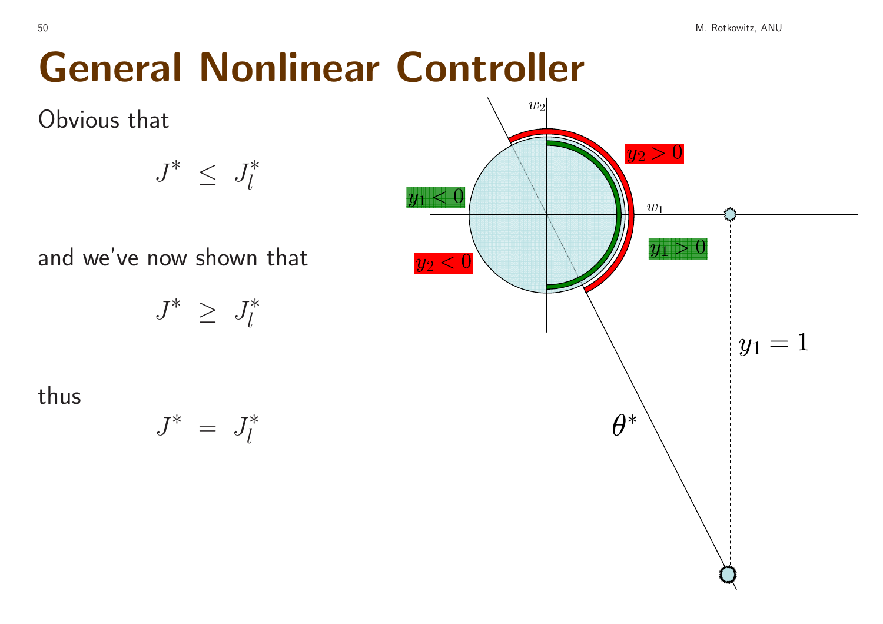# General Nonlinear Controller

Obvious that

$$J^* \leq J_l^*$$

and we've now shown that

$$J^* \geq J_l^*$$

thus

$$J^* = J_l^*$$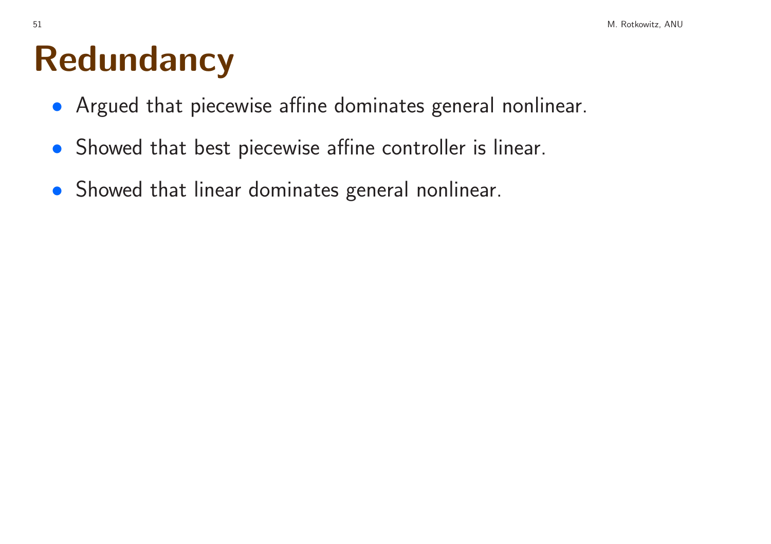# Redundancy

- Argued that piecewise affine dominates general nonlinear.
- Showed that best piecewise affine controller is linear.
- Showed that linear dominates general nonlinear.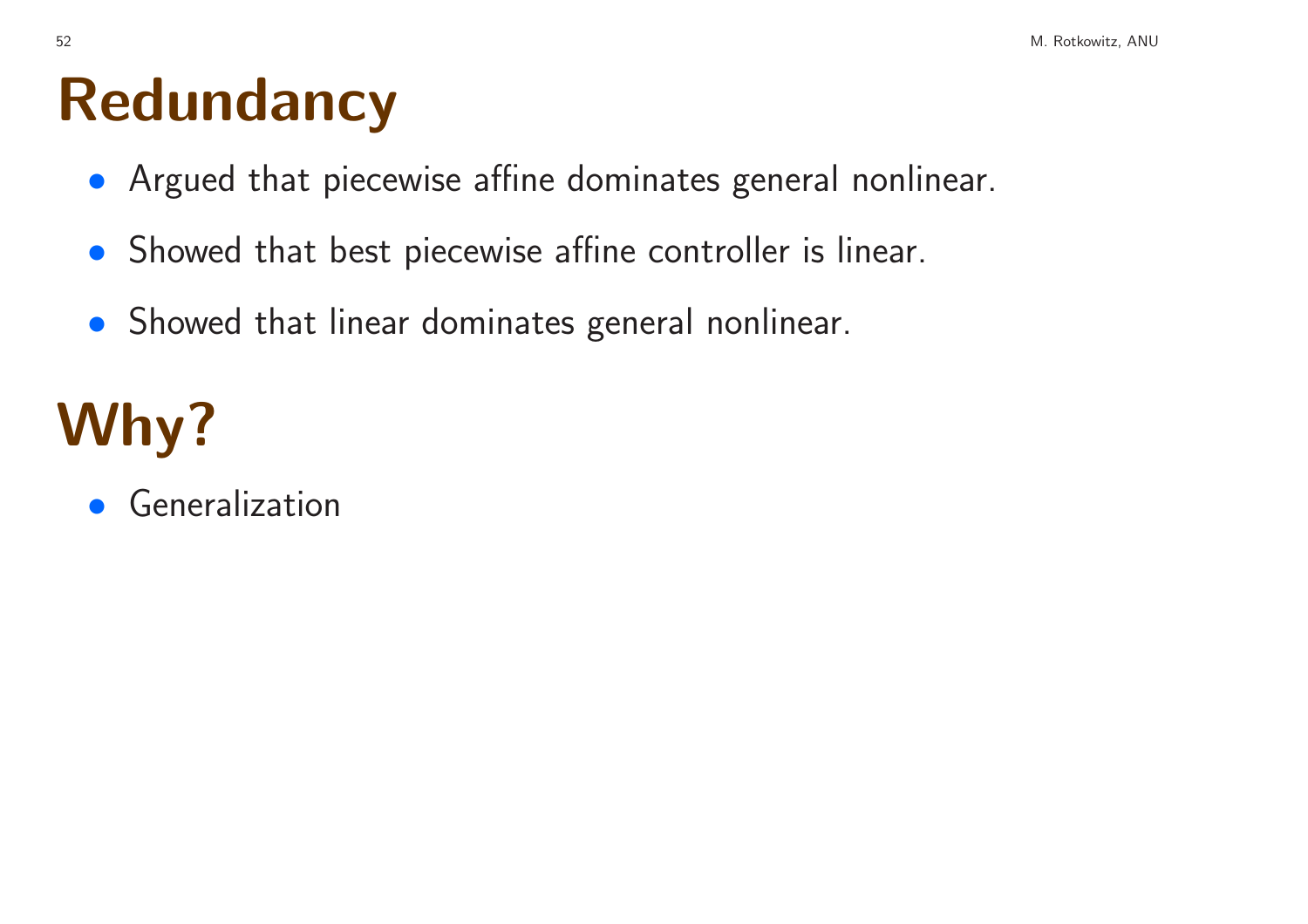# Redundancy

- Argued that piecewise affine dominates general nonlinear.
- Showed that best piecewise affine controller is linear.
- Showed that linear dominates general nonlinear.

# Why?

- Generalization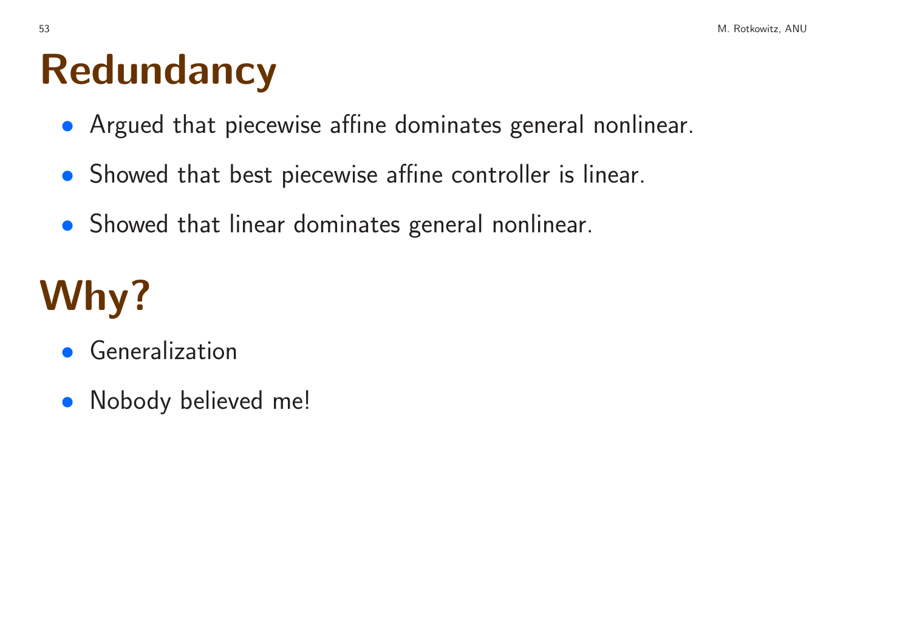# Redundancy

- Argued that piecewise affine dominates general nonlinear.
- Showed that best piecewise affine controller is linear.
- Showed that linear dominates general nonlinear.

# Why?

- Generalization
- Nobody believed me!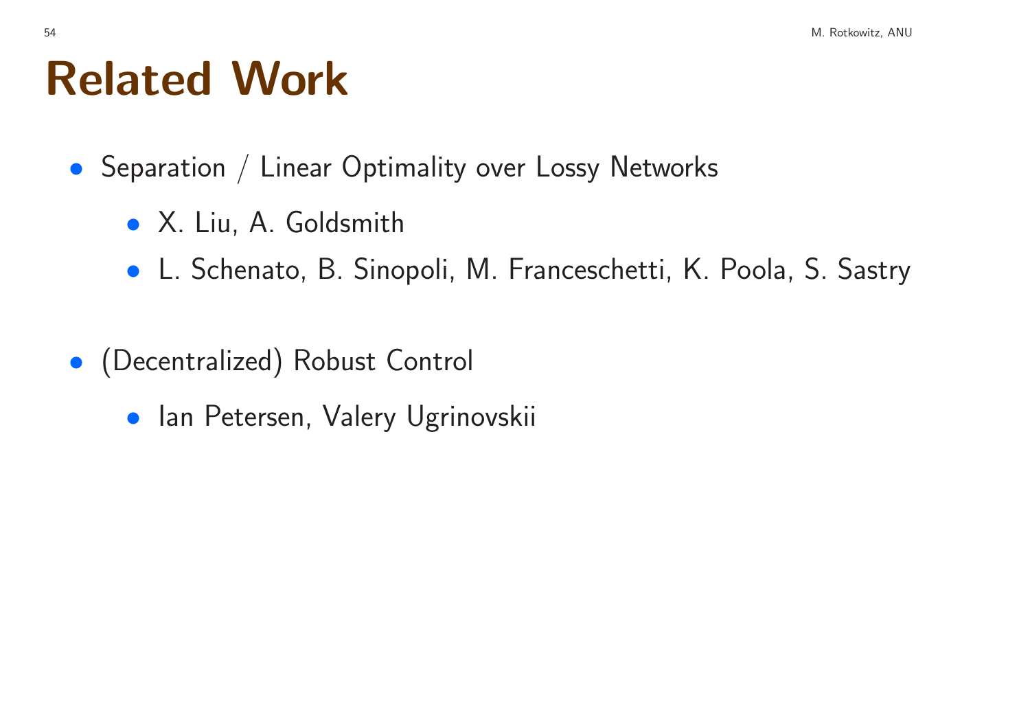# Related Work

- Separation / Linear Optimality over Lossy Networks
  - X. Liu, A. Goldsmith
  - L. Schenato, B. Sinopoli, M. Franceschetti, K. Poola, S. Sastry
- (Decentralized) Robust Control
  - Ian Petersen, Valery Ugrinovskii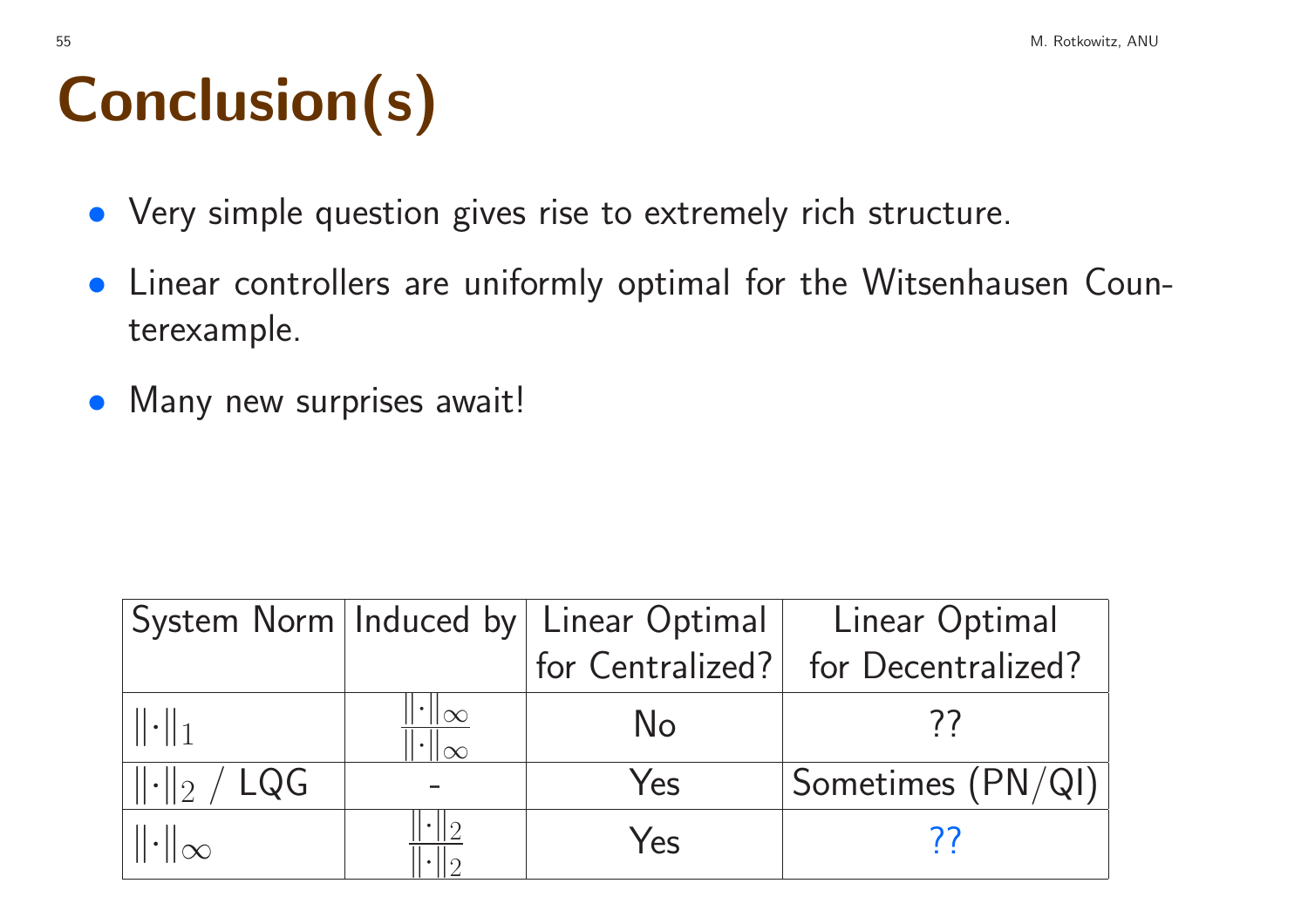# Conclusion(s)

- Very simple question gives rise to extremely rich structure.
- Linear controllers are uniformly optimal for the Witsenhausen Counterexample.
- Many new surprises await!

| System Norm | Induced by | Linear Optimal for Centralized? | Linear Optimal for Decentralized? |
|---|---|---|---|
| $\|\cdot\|_1$ | $\frac{\|\cdot\|_\infty}{\|\cdot\|_\infty}$ | No | ?? |
| $\|\cdot\|_2$ / LQG | - | Yes | Sometimes (PN/QI) |
| $\|\cdot\|_\infty$ | $\frac{\|\cdot\|_2}{\|\cdot\|_2}$ | Yes | ?? |